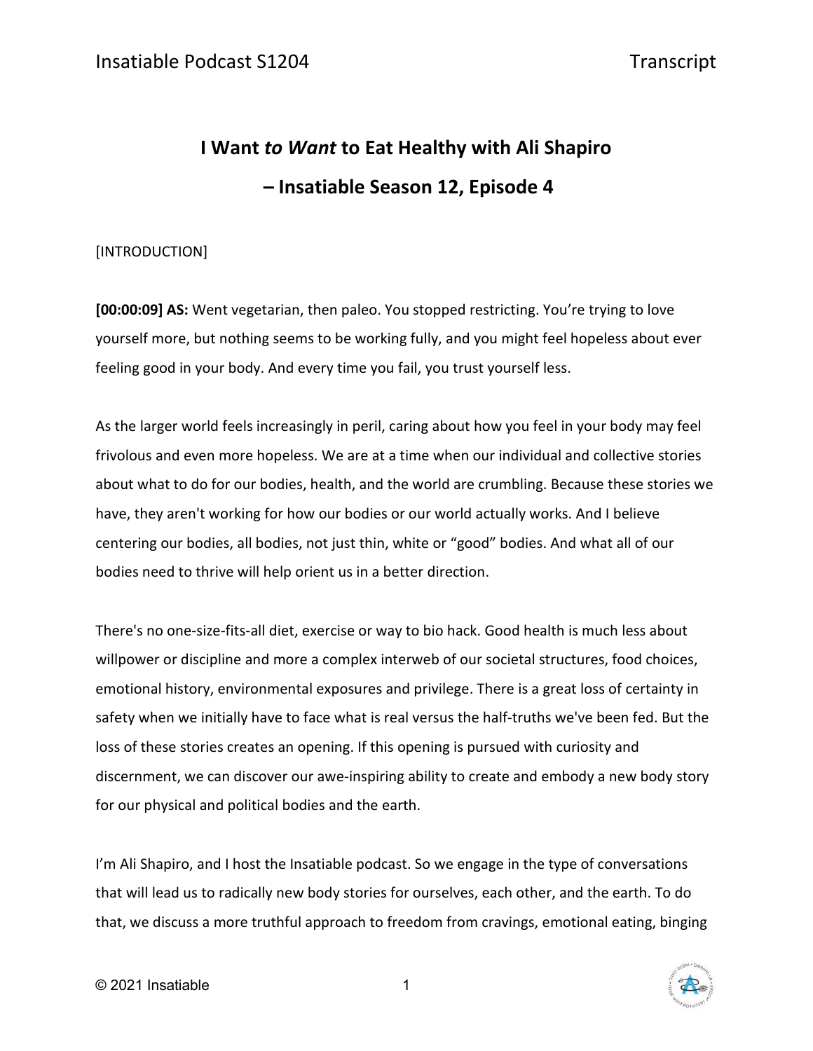# I Want *to Want* to Eat Healthy with Ali Shapiro

# – Insatiable Season 12, Episode 4

[INTRODUCTION]

**[00:00:09] AS:** Went vegetarian, then paleo. You stopped restricting. You're trying to love yourself more, but nothing seems to be working fully, and you might feel hopeless about ever feeling good in your body. And every time you fail, you trust yourself less.

As the larger world feels increasingly in peril, caring about how you feel in your body may feel frivolous and even more hopeless. We are at a time when our individual and collective stories about what to do for our bodies, health, and the world are crumbling. Because these stories we have, they aren't working for how our bodies or our world actually works. And I believe centering our bodies, all bodies, not just thin, white or "good" bodies. And what all of our bodies need to thrive will help orient us in a better direction.

There's no one-size-fits-all diet, exercise or way to bio hack. Good health is much less about willpower or discipline and more a complex interweb of our societal structures, food choices, emotional history, environmental exposures and privilege. There is a great loss of certainty in safety when we initially have to face what is real versus the half-truths we've been fed. But the loss of these stories creates an opening. If this opening is pursued with curiosity and discernment, we can discover our awe-inspiring ability to create and embody a new body story for our physical and political bodies and the earth.

I'm Ali Shapiro, and I host the Insatiable podcast. So we engage in the type of conversations that will lead us to radically new body stories for ourselves, each other, and the earth. To do that, we discuss a more truthful approach to freedom from cravings, emotional eating, binging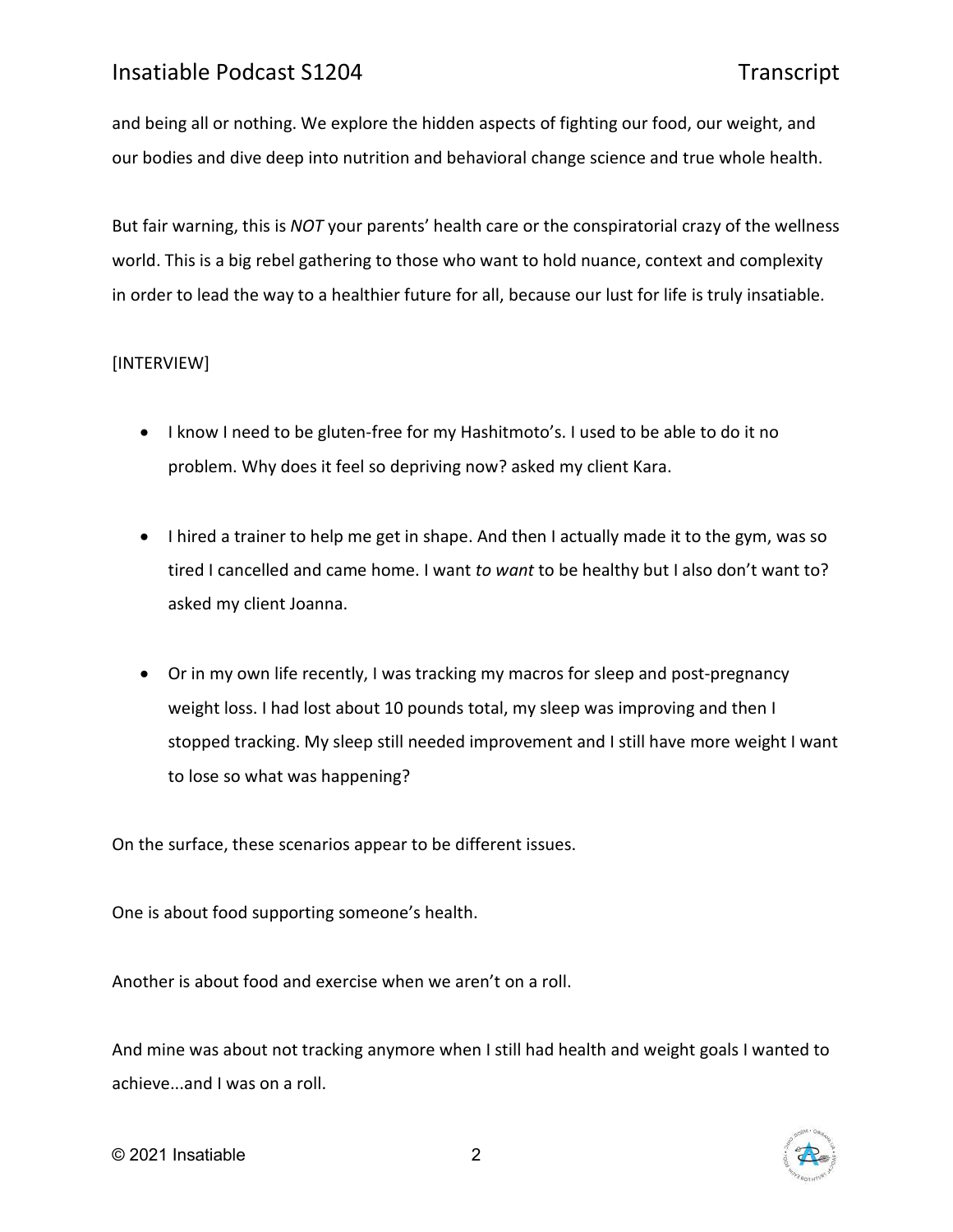and being all or nothing. We explore the hidden aspects of fighting our food, our weight, and our bodies and dive deep into nutrition and behavioral change science and true whole health.

But fair warning, this is *NOT* your parents' health care or the conspiratorial crazy of the wellness world. This is a big rebel gathering to those who want to hold nuance, context and complexity in order to lead the way to a healthier future for all, because our lust for life is truly insatiable.

[INTERVIEW]

- I know I need to be gluten-free for my Hashitmoto's. I used to be able to do it no problem. Why does it feel so depriving now? asked my client Kara.
- I hired a trainer to help me get in shape. And then I actually made it to the gym, was so tired I cancelled and came home. I want *to want* to be healthy but I also don't want to? asked my client Joanna.
- Or in my own life recently, I was tracking my macros for sleep and post-pregnancy weight loss. I had lost about 10 pounds total, my sleep was improving and then I stopped tracking. My sleep still needed improvement and I still have more weight I want to lose so what was happening?

On the surface, these scenarios appear to be different issues.

One is about food supporting someone's health.

Another is about food and exercise when we aren't on a roll.

And mine was about not tracking anymore when I still had health and weight goals I wanted to achieve...and I was on a roll.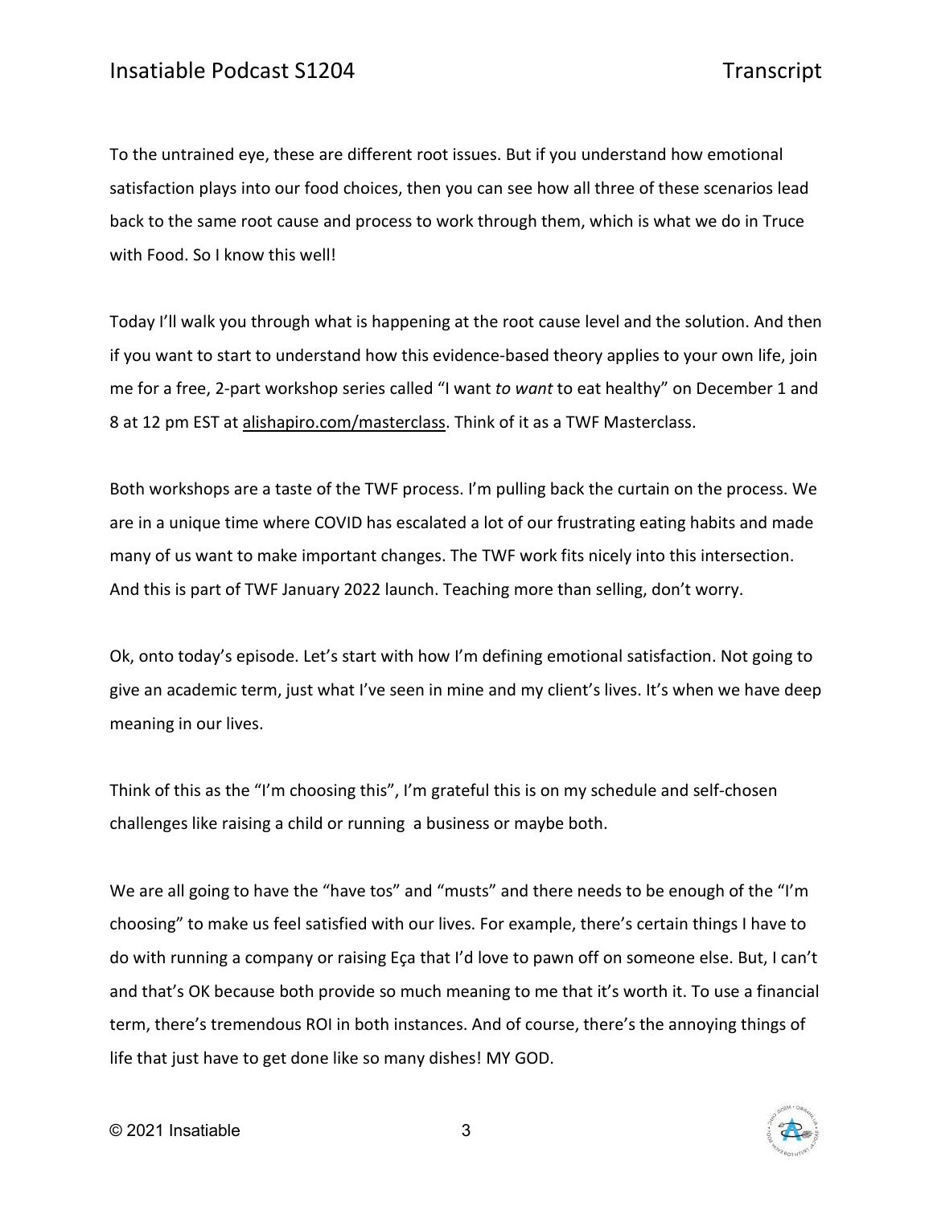To the untrained eye, these are different root issues. But if you understand how emotional satisfaction plays into our food choices, then you can see how all three of these scenarios lead back to the same root cause and process to work through them, which is what we do in Truce with Food. So I know this well!

Today I'll walk you through what is happening at the root cause level and the solution. And then if you want to start to understand how this evidence-based theory applies to your own life, join me for a free, 2-part workshop series called "I want *to want* to eat healthy" on December 1 and 8 at 12 pm EST at alishapiro.com/masterclass. Think of it as a TWF Masterclass.

Both workshops are a taste of the TWF process. I'm pulling back the curtain on the process. We are in a unique time where COVID has escalated a lot of our frustrating eating habits and made many of us want to make important changes. The TWF work fits nicely into this intersection. And this is part of TWF January 2022 launch. Teaching more than selling, don't worry.

Ok, onto today's episode. Let's start with how I'm defining emotional satisfaction. Not going to give an academic term, just what I've seen in mine and my client's lives. It's when we have deep meaning in our lives.

Think of this as the "I'm choosing this", I'm grateful this is on my schedule and self-chosen challenges like raising a child or running a business or maybe both.

We are all going to have the "have tos" and "musts" and there needs to be enough of the "I'm choosing" to make us feel satisfied with our lives. For example, there's certain things I have to do with running a company or raising Eça that I'd love to pawn off on someone else. But, I can't and that's OK because both provide so much meaning to me that it's worth it. To use a financial term, there's tremendous ROI in both instances. And of course, there's the annoying things of life that just have to get done like so many dishes! MY GOD.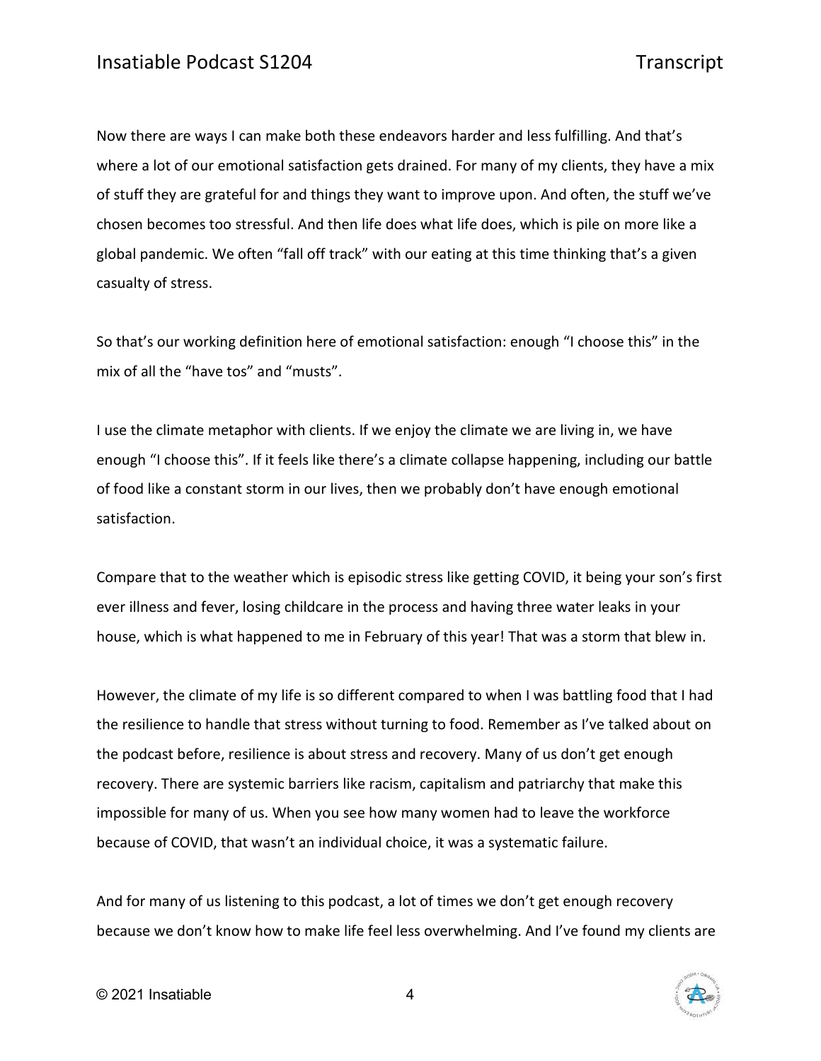Now there are ways I can make both these endeavors harder and less fulfilling. And that's where a lot of our emotional satisfaction gets drained. For many of my clients, they have a mix of stuff they are grateful for and things they want to improve upon. And often, the stuff we've chosen becomes too stressful. And then life does what life does, which is pile on more like a global pandemic. We often "fall off track" with our eating at this time thinking that's a given casualty of stress.

So that's our working definition here of emotional satisfaction: enough "I choose this" in the mix of all the "have tos" and "musts".

I use the climate metaphor with clients. If we enjoy the climate we are living in, we have enough "I choose this". If it feels like there's a climate collapse happening, including our battle of food like a constant storm in our lives, then we probably don't have enough emotional satisfaction.

Compare that to the weather which is episodic stress like getting COVID, it being your son's first ever illness and fever, losing childcare in the process and having three water leaks in your house, which is what happened to me in February of this year! That was a storm that blew in.

However, the climate of my life is so different compared to when I was battling food that I had the resilience to handle that stress without turning to food. Remember as I've talked about on the podcast before, resilience is about stress and recovery. Many of us don't get enough recovery. There are systemic barriers like racism, capitalism and patriarchy that make this impossible for many of us. When you see how many women had to leave the workforce because of COVID, that wasn't an individual choice, it was a systematic failure.

And for many of us listening to this podcast, a lot of times we don't get enough recovery because we don't know how to make life feel less overwhelming. And I've found my clients are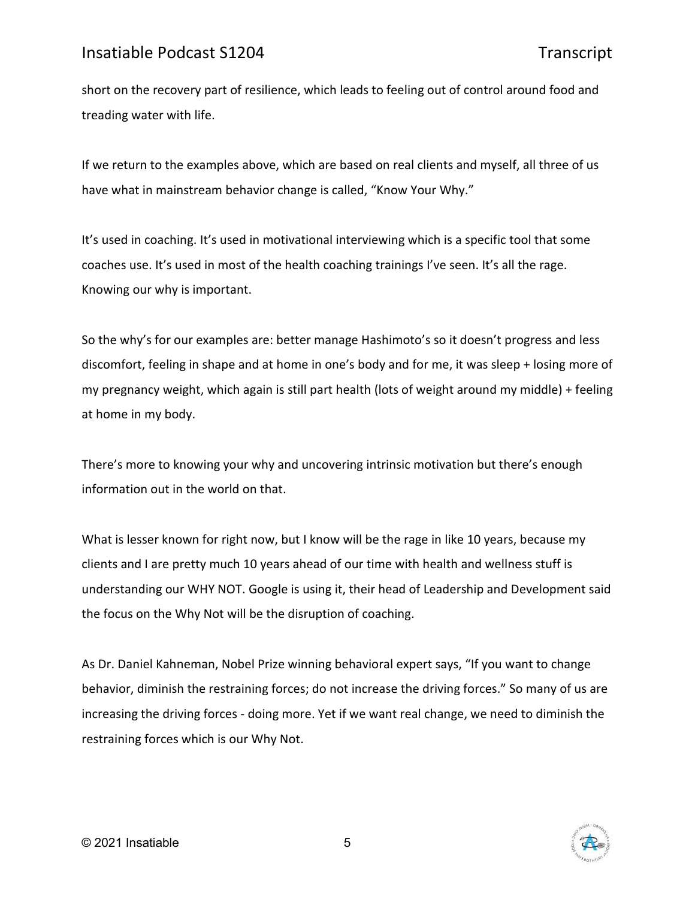short on the recovery part of resilience, which leads to feeling out of control around food and treading water with life.

If we return to the examples above, which are based on real clients and myself, all three of us have what in mainstream behavior change is called, "Know Your Why."

It's used in coaching. It's used in motivational interviewing which is a specific tool that some coaches use. It's used in most of the health coaching trainings I've seen. It's all the rage. Knowing our why is important.

So the why's for our examples are: better manage Hashimoto's so it doesn't progress and less discomfort, feeling in shape and at home in one's body and for me, it was sleep + losing more of my pregnancy weight, which again is still part health (lots of weight around my middle) + feeling at home in my body.

There's more to knowing your why and uncovering intrinsic motivation but there's enough information out in the world on that.

What is lesser known for right now, but I know will be the rage in like 10 years, because my clients and I are pretty much 10 years ahead of our time with health and wellness stuff is understanding our WHY NOT. Google is using it, their head of Leadership and Development said the focus on the Why Not will be the disruption of coaching.

As Dr. Daniel Kahneman, Nobel Prize winning behavioral expert says, "If you want to change behavior, diminish the restraining forces; do not increase the driving forces." So many of us are increasing the driving forces - doing more. Yet if we want real change, we need to diminish the restraining forces which is our Why Not.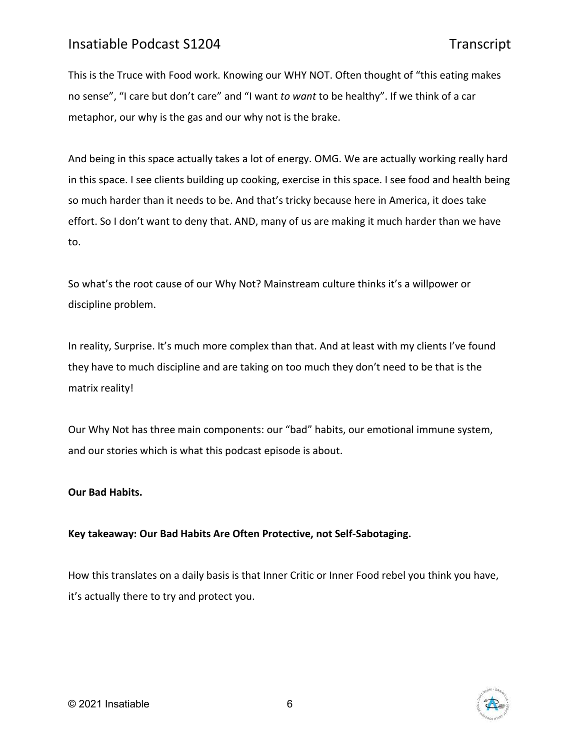This is the Truce with Food work. Knowing our WHY NOT. Often thought of "this eating makes no sense", "I care but don't care" and "I want *to want* to be healthy". If we think of a car metaphor, our why is the gas and our why not is the brake.

And being in this space actually takes a lot of energy. OMG. We are actually working really hard in this space. I see clients building up cooking, exercise in this space. I see food and health being so much harder than it needs to be. And that's tricky because here in America, it does take effort. So I don't want to deny that. AND, many of us are making it much harder than we have to.

So what's the root cause of our Why Not? Mainstream culture thinks it's a willpower or discipline problem.

In reality, Surprise. It's much more complex than that. And at least with my clients I've found they have to much discipline and are taking on too much they don't need to be that is the matrix reality!

Our Why Not has three main components: our "bad" habits, our emotional immune system, and our stories which is what this podcast episode is about.

**Our Bad Habits.**

**Key takeaway: Our Bad Habits Are Often Protective, not Self-Sabotaging.**

How this translates on a daily basis is that Inner Critic or Inner Food rebel you think you have, it's actually there to try and protect you.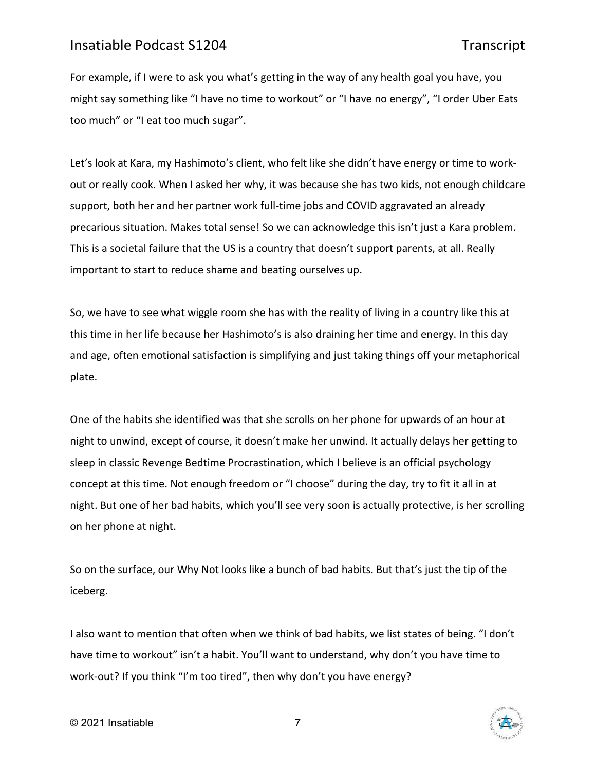For example, if I were to ask you what's getting in the way of any health goal you have, you might say something like "I have no time to workout" or "I have no energy", "I order Uber Eats too much" or "I eat too much sugar".

Let's look at Kara, my Hashimoto's client, who felt like she didn't have energy or time to work-out or really cook. When I asked her why, it was because she has two kids, not enough childcare support, both her and her partner work full-time jobs and COVID aggravated an already precarious situation. Makes total sense! So we can acknowledge this isn't just a Kara problem. This is a societal failure that the US is a country that doesn't support parents, at all. Really important to start to reduce shame and beating ourselves up.

So, we have to see what wiggle room she has with the reality of living in a country like this at this time in her life because her Hashimoto's is also draining her time and energy. In this day and age, often emotional satisfaction is simplifying and just taking things off your metaphorical plate.

One of the habits she identified was that she scrolls on her phone for upwards of an hour at night to unwind, except of course, it doesn't make her unwind. It actually delays her getting to sleep in classic Revenge Bedtime Procrastination, which I believe is an official psychology concept at this time. Not enough freedom or "I choose" during the day, try to fit it all in at night. But one of her bad habits, which you'll see very soon is actually protective, is her scrolling on her phone at night.

So on the surface, our Why Not looks like a bunch of bad habits. But that's just the tip of the iceberg.

I also want to mention that often when we think of bad habits, we list states of being. "I don't have time to workout" isn't a habit. You'll want to understand, why don't you have time to work-out? If you think "I'm too tired", then why don't you have energy?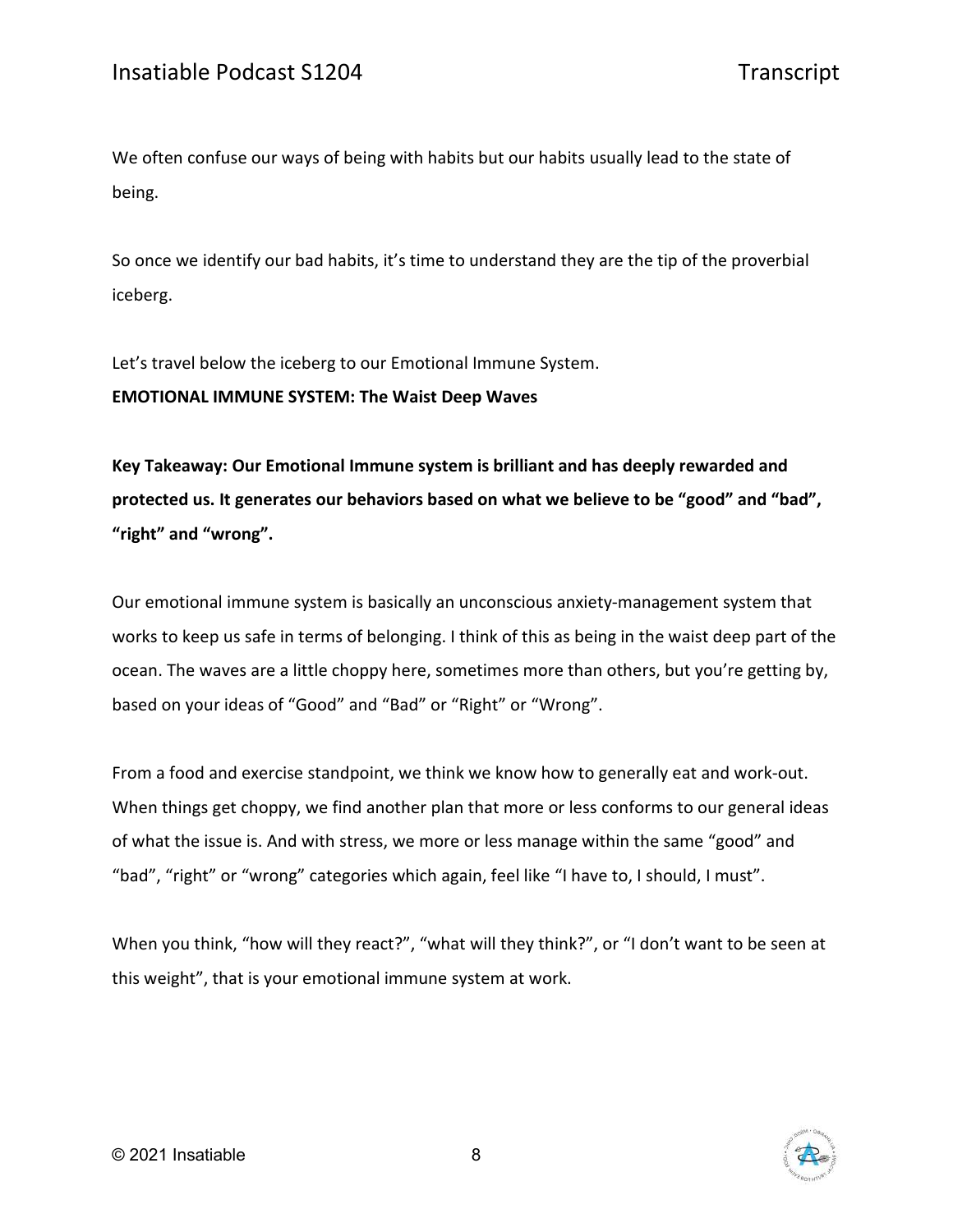We often confuse our ways of being with habits but our habits usually lead to the state of being.

So once we identify our bad habits, it's time to understand they are the tip of the proverbial iceberg.

Let's travel below the iceberg to our Emotional Immune System.

**EMOTIONAL IMMUNE SYSTEM: The Waist Deep Waves**

**Key Takeaway: Our Emotional Immune system is brilliant and has deeply rewarded and protected us. It generates our behaviors based on what we believe to be "good" and "bad", "right" and "wrong".**

Our emotional immune system is basically an unconscious anxiety-management system that works to keep us safe in terms of belonging. I think of this as being in the waist deep part of the ocean. The waves are a little choppy here, sometimes more than others, but you're getting by, based on your ideas of "Good" and "Bad" or "Right" or "Wrong".

From a food and exercise standpoint, we think we know how to generally eat and work-out. When things get choppy, we find another plan that more or less conforms to our general ideas of what the issue is. And with stress, we more or less manage within the same "good" and "bad", "right" or "wrong" categories which again, feel like "I have to, I should, I must".

When you think, "how will they react?", "what will they think?", or "I don't want to be seen at this weight", that is your emotional immune system at work.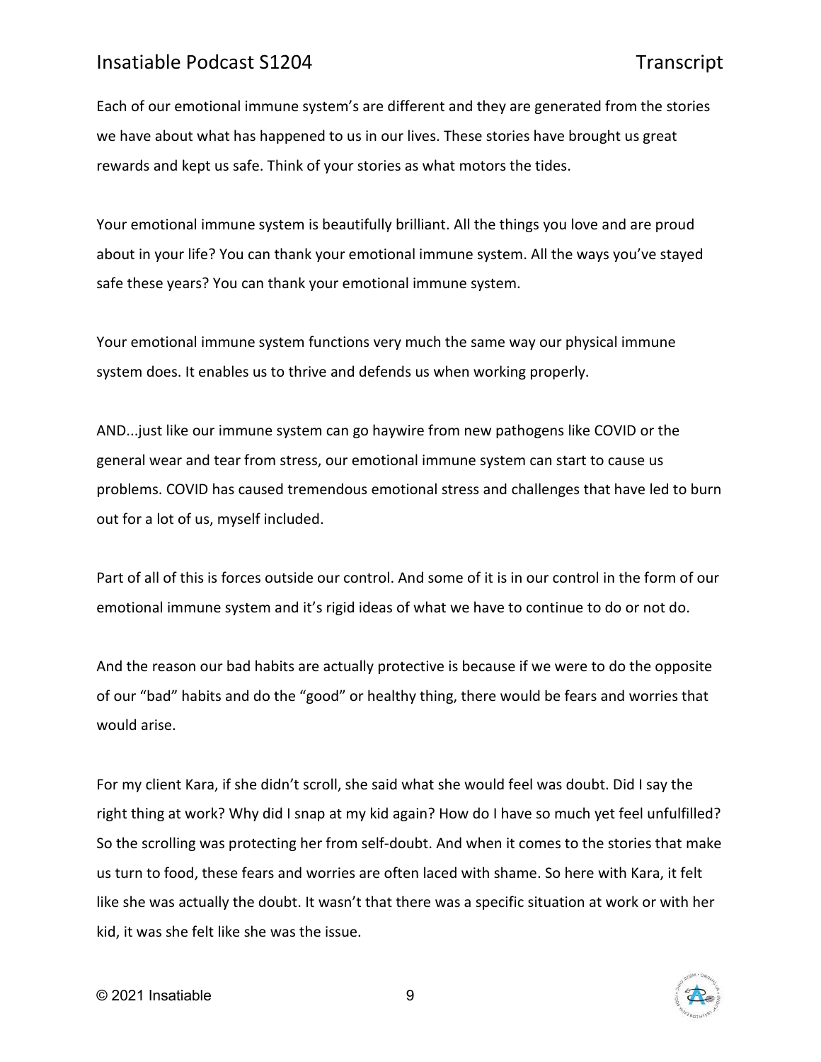Each of our emotional immune system's are different and they are generated from the stories we have about what has happened to us in our lives. These stories have brought us great rewards and kept us safe. Think of your stories as what motors the tides.

Your emotional immune system is beautifully brilliant. All the things you love and are proud about in your life? You can thank your emotional immune system. All the ways you've stayed safe these years? You can thank your emotional immune system.

Your emotional immune system functions very much the same way our physical immune system does. It enables us to thrive and defends us when working properly.

AND...just like our immune system can go haywire from new pathogens like COVID or the general wear and tear from stress, our emotional immune system can start to cause us problems. COVID has caused tremendous emotional stress and challenges that have led to burn out for a lot of us, myself included.

Part of all of this is forces outside our control. And some of it is in our control in the form of our emotional immune system and it's rigid ideas of what we have to continue to do or not do.

And the reason our bad habits are actually protective is because if we were to do the opposite of our "bad" habits and do the "good" or healthy thing, there would be fears and worries that would arise.

For my client Kara, if she didn't scroll, she said what she would feel was doubt. Did I say the right thing at work? Why did I snap at my kid again? How do I have so much yet feel unfulfilled? So the scrolling was protecting her from self-doubt. And when it comes to the stories that make us turn to food, these fears and worries are often laced with shame. So here with Kara, it felt like she was actually the doubt. It wasn't that there was a specific situation at work or with her kid, it was she felt like she was the issue.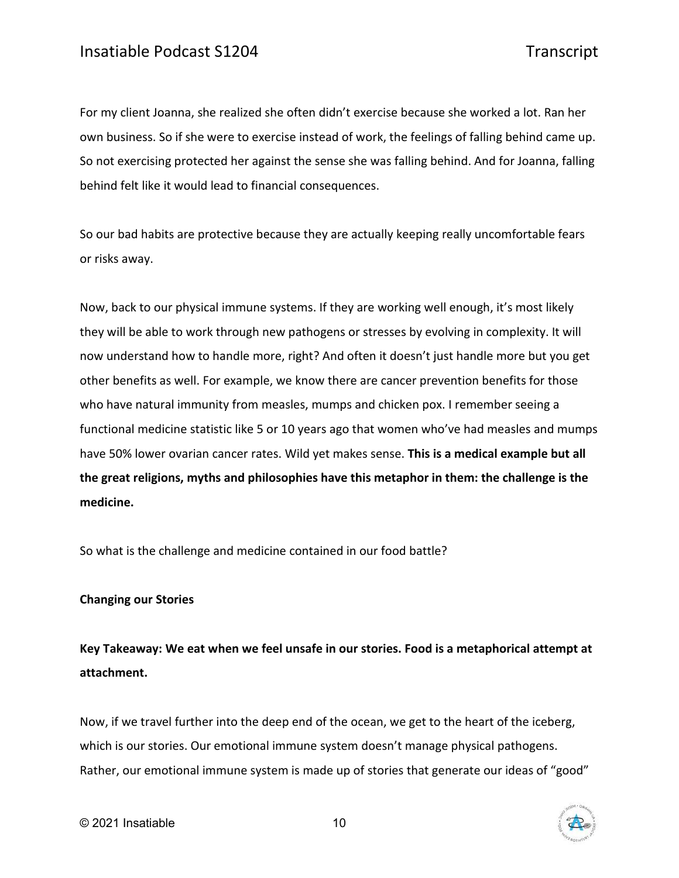For my client Joanna, she realized she often didn't exercise because she worked a lot. Ran her own business. So if she were to exercise instead of work, the feelings of falling behind came up. So not exercising protected her against the sense she was falling behind. And for Joanna, falling behind felt like it would lead to financial consequences.

So our bad habits are protective because they are actually keeping really uncomfortable fears or risks away.

Now, back to our physical immune systems. If they are working well enough, it's most likely they will be able to work through new pathogens or stresses by evolving in complexity. It will now understand how to handle more, right? And often it doesn't just handle more but you get other benefits as well. For example, we know there are cancer prevention benefits for those who have natural immunity from measles, mumps and chicken pox. I remember seeing a functional medicine statistic like 5 or 10 years ago that women who've had measles and mumps have 50% lower ovarian cancer rates. Wild yet makes sense. **This is a medical example but all the great religions, myths and philosophies have this metaphor in them: the challenge is the medicine.**

So what is the challenge and medicine contained in our food battle?

**Changing our Stories**

**Key Takeaway: We eat when we feel unsafe in our stories. Food is a metaphorical attempt at attachment.**

Now, if we travel further into the deep end of the ocean, we get to the heart of the iceberg, which is our stories. Our emotional immune system doesn't manage physical pathogens. Rather, our emotional immune system is made up of stories that generate our ideas of "good"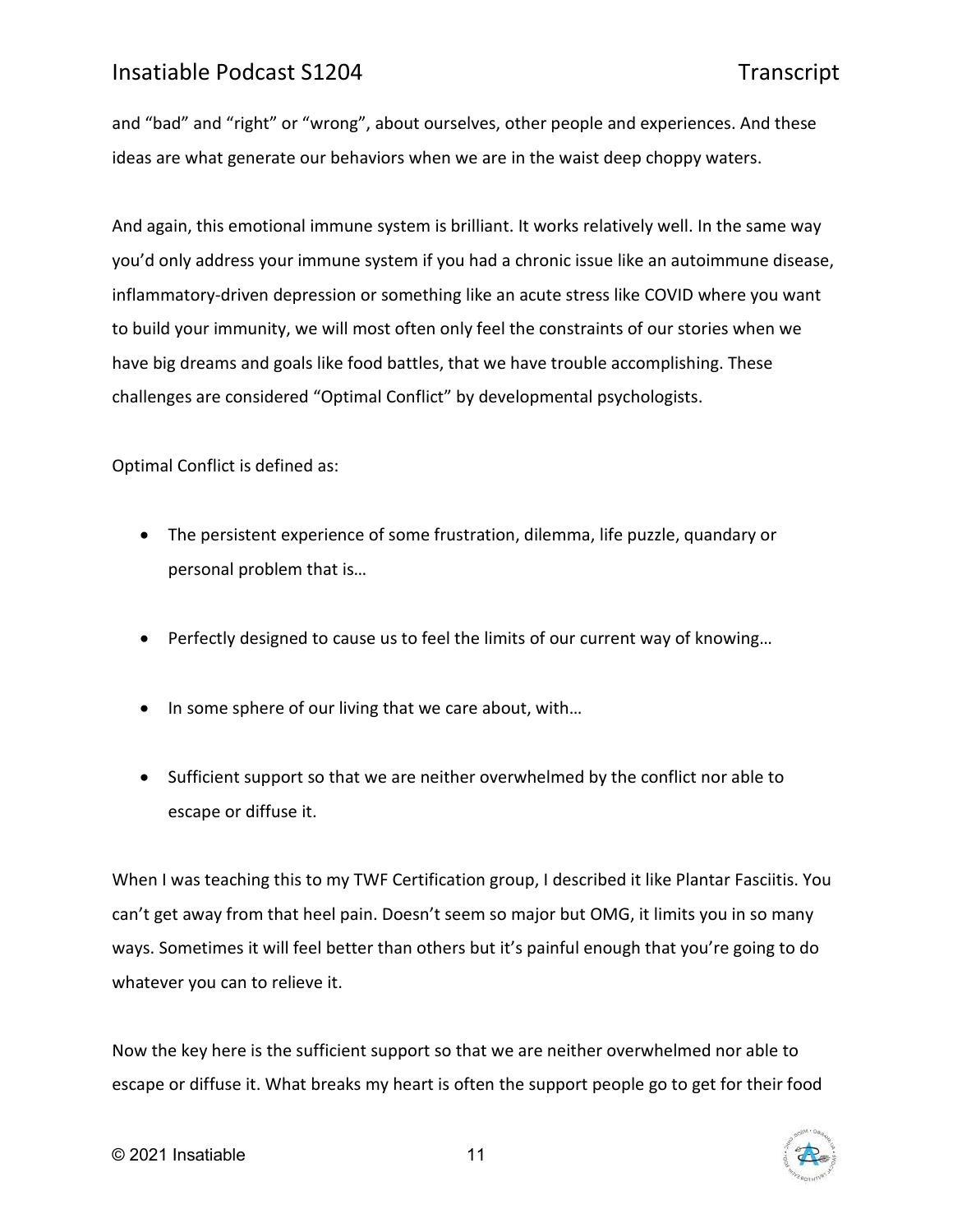and "bad" and "right" or "wrong", about ourselves, other people and experiences. And these ideas are what generate our behaviors when we are in the waist deep choppy waters.

And again, this emotional immune system is brilliant. It works relatively well. In the same way you'd only address your immune system if you had a chronic issue like an autoimmune disease, inflammatory-driven depression or something like an acute stress like COVID where you want to build your immunity, we will most often only feel the constraints of our stories when we have big dreams and goals like food battles, that we have trouble accomplishing. These challenges are considered "Optimal Conflict" by developmental psychologists.

Optimal Conflict is defined as:

- The persistent experience of some frustration, dilemma, life puzzle, quandary or personal problem that is…
- Perfectly designed to cause us to feel the limits of our current way of knowing…
- In some sphere of our living that we care about, with…
- Sufficient support so that we are neither overwhelmed by the conflict nor able to escape or diffuse it.

When I was teaching this to my TWF Certification group, I described it like Plantar Fasciitis. You can't get away from that heel pain. Doesn't seem so major but OMG, it limits you in so many ways. Sometimes it will feel better than others but it's painful enough that you're going to do whatever you can to relieve it.

Now the key here is the sufficient support so that we are neither overwhelmed nor able to escape or diffuse it. What breaks my heart is often the support people go to get for their food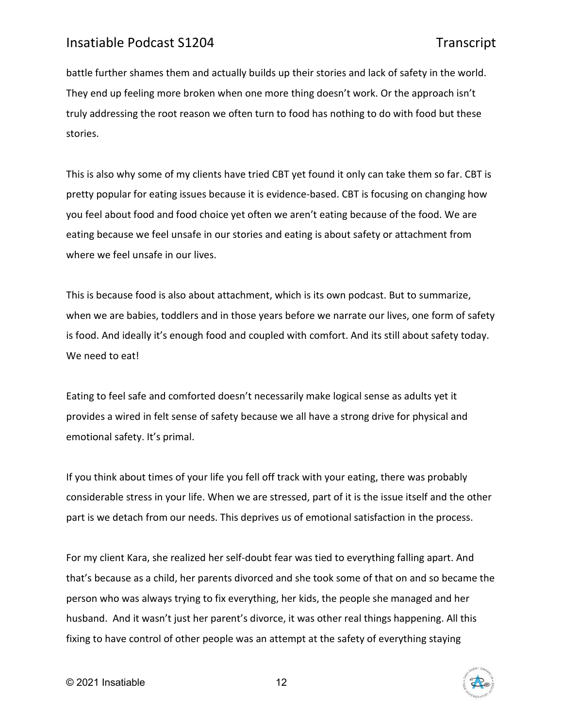battle further shames them and actually builds up their stories and lack of safety in the world. They end up feeling more broken when one more thing doesn't work. Or the approach isn't truly addressing the root reason we often turn to food has nothing to do with food but these stories.

This is also why some of my clients have tried CBT yet found it only can take them so far. CBT is pretty popular for eating issues because it is evidence-based. CBT is focusing on changing how you feel about food and food choice yet often we aren't eating because of the food. We are eating because we feel unsafe in our stories and eating is about safety or attachment from where we feel unsafe in our lives.

This is because food is also about attachment, which is its own podcast. But to summarize, when we are babies, toddlers and in those years before we narrate our lives, one form of safety is food. And ideally it's enough food and coupled with comfort. And its still about safety today. We need to eat!

Eating to feel safe and comforted doesn't necessarily make logical sense as adults yet it provides a wired in felt sense of safety because we all have a strong drive for physical and emotional safety. It's primal.

If you think about times of your life you fell off track with your eating, there was probably considerable stress in your life. When we are stressed, part of it is the issue itself and the other part is we detach from our needs. This deprives us of emotional satisfaction in the process.

For my client Kara, she realized her self-doubt fear was tied to everything falling apart. And that's because as a child, her parents divorced and she took some of that on and so became the person who was always trying to fix everything, her kids, the people she managed and her husband. And it wasn't just her parent's divorce, it was other real things happening. All this fixing to have control of other people was an attempt at the safety of everything staying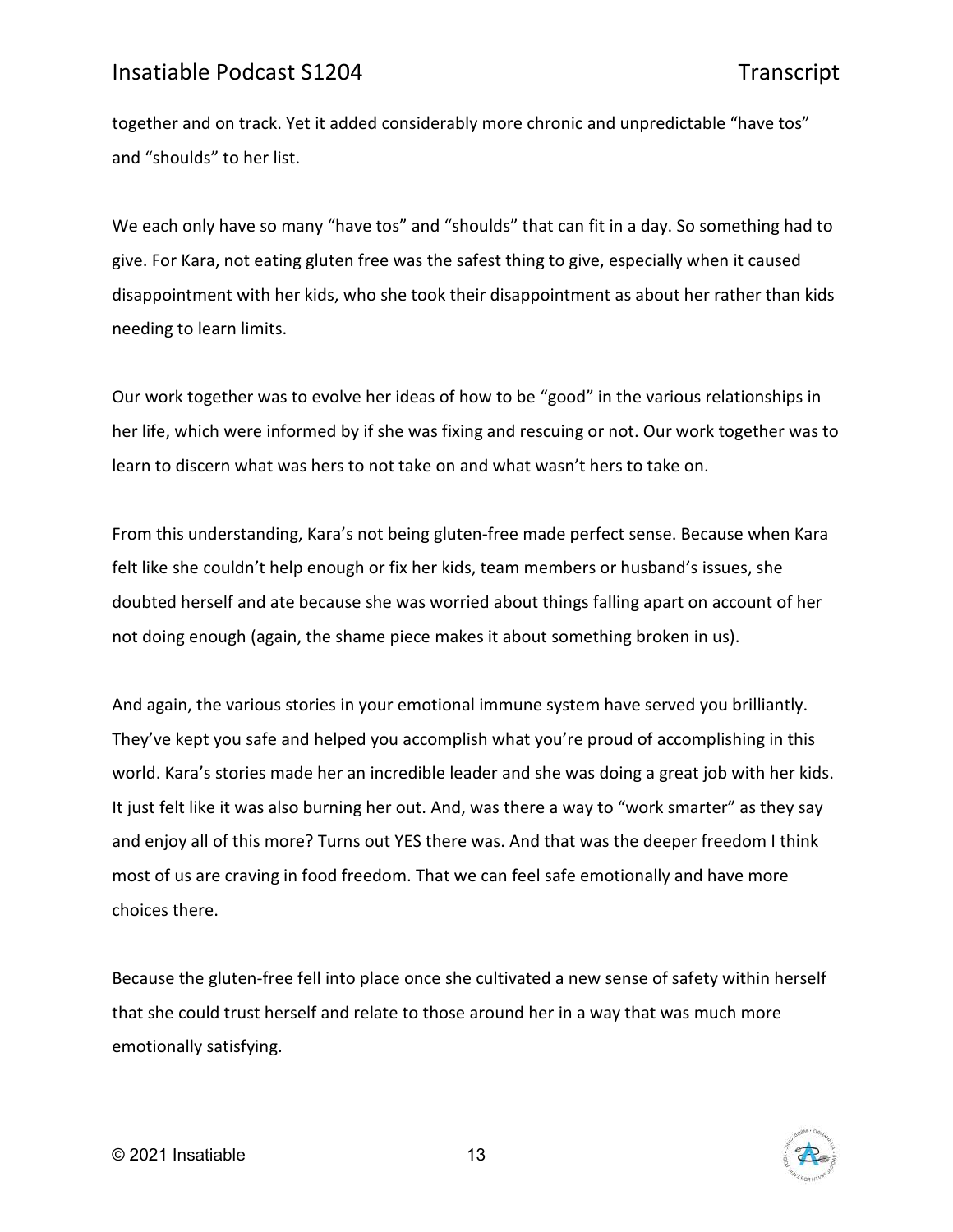together and on track. Yet it added considerably more chronic and unpredictable "have tos" and "shoulds" to her list.

We each only have so many "have tos" and "shoulds" that can fit in a day. So something had to give. For Kara, not eating gluten free was the safest thing to give, especially when it caused disappointment with her kids, who she took their disappointment as about her rather than kids needing to learn limits.

Our work together was to evolve her ideas of how to be "good" in the various relationships in her life, which were informed by if she was fixing and rescuing or not. Our work together was to learn to discern what was hers to not take on and what wasn't hers to take on.

From this understanding, Kara's not being gluten-free made perfect sense. Because when Kara felt like she couldn't help enough or fix her kids, team members or husband's issues, she doubted herself and ate because she was worried about things falling apart on account of her not doing enough (again, the shame piece makes it about something broken in us).

And again, the various stories in your emotional immune system have served you brilliantly. They've kept you safe and helped you accomplish what you're proud of accomplishing in this world. Kara's stories made her an incredible leader and she was doing a great job with her kids. It just felt like it was also burning her out. And, was there a way to "work smarter" as they say and enjoy all of this more? Turns out YES there was. And that was the deeper freedom I think most of us are craving in food freedom. That we can feel safe emotionally and have more choices there.

Because the gluten-free fell into place once she cultivated a new sense of safety within herself that she could trust herself and relate to those around her in a way that was much more emotionally satisfying.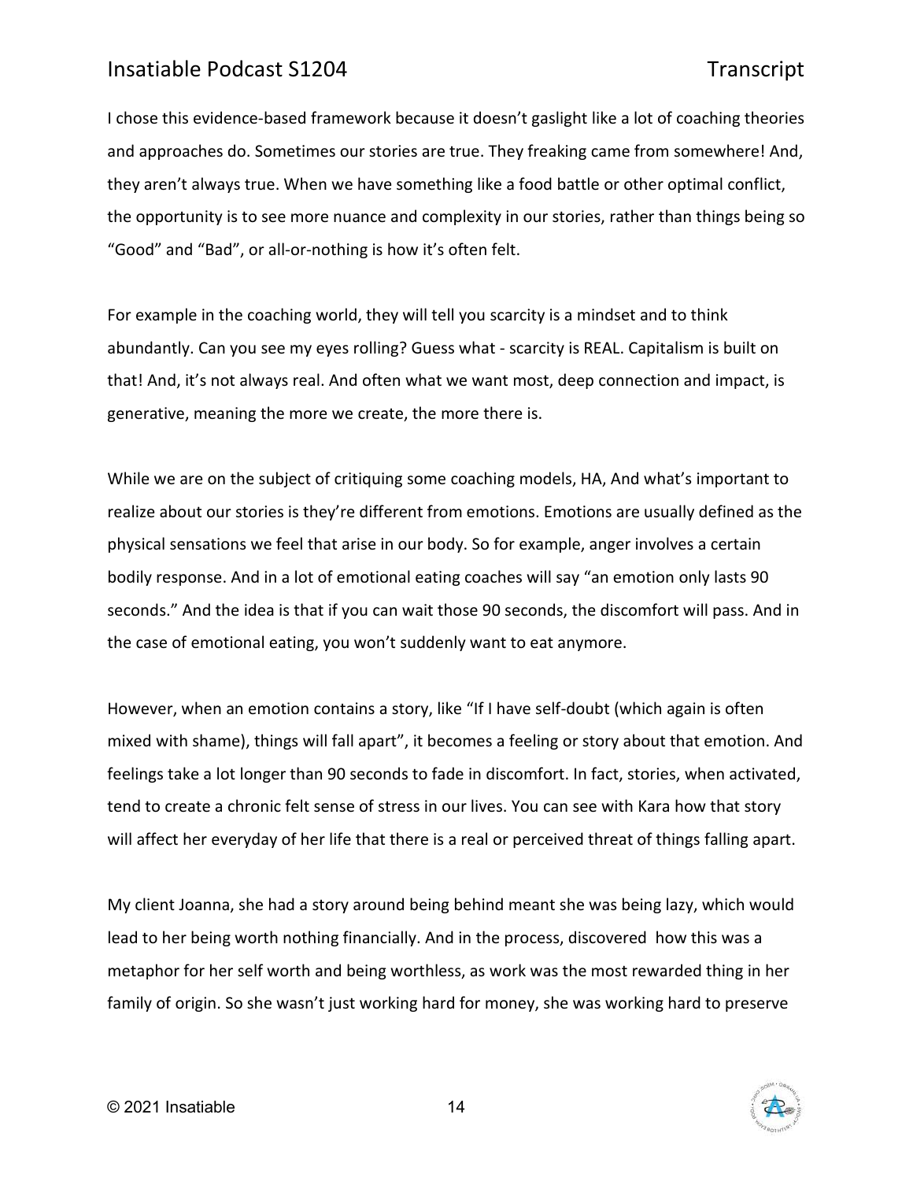I chose this evidence-based framework because it doesn't gaslight like a lot of coaching theories and approaches do. Sometimes our stories are true. They freaking came from somewhere! And, they aren't always true. When we have something like a food battle or other optimal conflict, the opportunity is to see more nuance and complexity in our stories, rather than things being so "Good" and "Bad", or all-or-nothing is how it's often felt.

For example in the coaching world, they will tell you scarcity is a mindset and to think abundantly. Can you see my eyes rolling? Guess what - scarcity is REAL. Capitalism is built on that! And, it's not always real. And often what we want most, deep connection and impact, is generative, meaning the more we create, the more there is.

While we are on the subject of critiquing some coaching models, HA, And what's important to realize about our stories is they're different from emotions. Emotions are usually defined as the physical sensations we feel that arise in our body. So for example, anger involves a certain bodily response. And in a lot of emotional eating coaches will say "an emotion only lasts 90 seconds." And the idea is that if you can wait those 90 seconds, the discomfort will pass. And in the case of emotional eating, you won't suddenly want to eat anymore.

However, when an emotion contains a story, like "If I have self-doubt (which again is often mixed with shame), things will fall apart", it becomes a feeling or story about that emotion. And feelings take a lot longer than 90 seconds to fade in discomfort. In fact, stories, when activated, tend to create a chronic felt sense of stress in our lives. You can see with Kara how that story will affect her everyday of her life that there is a real or perceived threat of things falling apart.

My client Joanna, she had a story around being behind meant she was being lazy, which would lead to her being worth nothing financially. And in the process, discovered how this was a metaphor for her self worth and being worthless, as work was the most rewarded thing in her family of origin. So she wasn't just working hard for money, she was working hard to preserve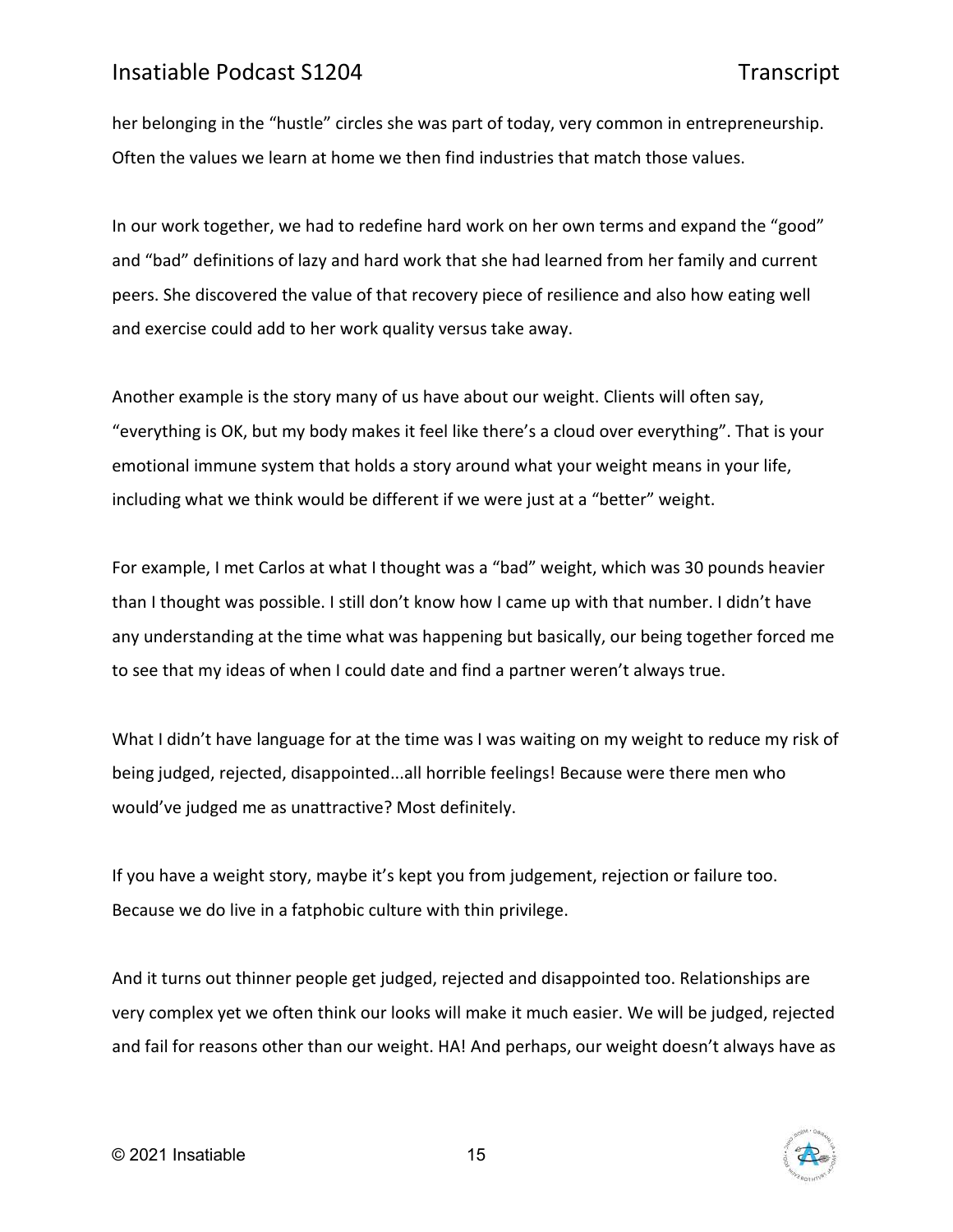her belonging in the "hustle" circles she was part of today, very common in entrepreneurship. Often the values we learn at home we then find industries that match those values.

In our work together, we had to redefine hard work on her own terms and expand the "good" and "bad" definitions of lazy and hard work that she had learned from her family and current peers. She discovered the value of that recovery piece of resilience and also how eating well and exercise could add to her work quality versus take away.

Another example is the story many of us have about our weight. Clients will often say, "everything is OK, but my body makes it feel like there's a cloud over everything". That is your emotional immune system that holds a story around what your weight means in your life, including what we think would be different if we were just at a "better" weight.

For example, I met Carlos at what I thought was a "bad" weight, which was 30 pounds heavier than I thought was possible. I still don't know how I came up with that number. I didn't have any understanding at the time what was happening but basically, our being together forced me to see that my ideas of when I could date and find a partner weren't always true.

What I didn't have language for at the time was I was waiting on my weight to reduce my risk of being judged, rejected, disappointed...all horrible feelings! Because were there men who would've judged me as unattractive? Most definitely.

If you have a weight story, maybe it's kept you from judgement, rejection or failure too. Because we do live in a fatphobic culture with thin privilege.

And it turns out thinner people get judged, rejected and disappointed too. Relationships are very complex yet we often think our looks will make it much easier. We will be judged, rejected and fail for reasons other than our weight. HA! And perhaps, our weight doesn't always have as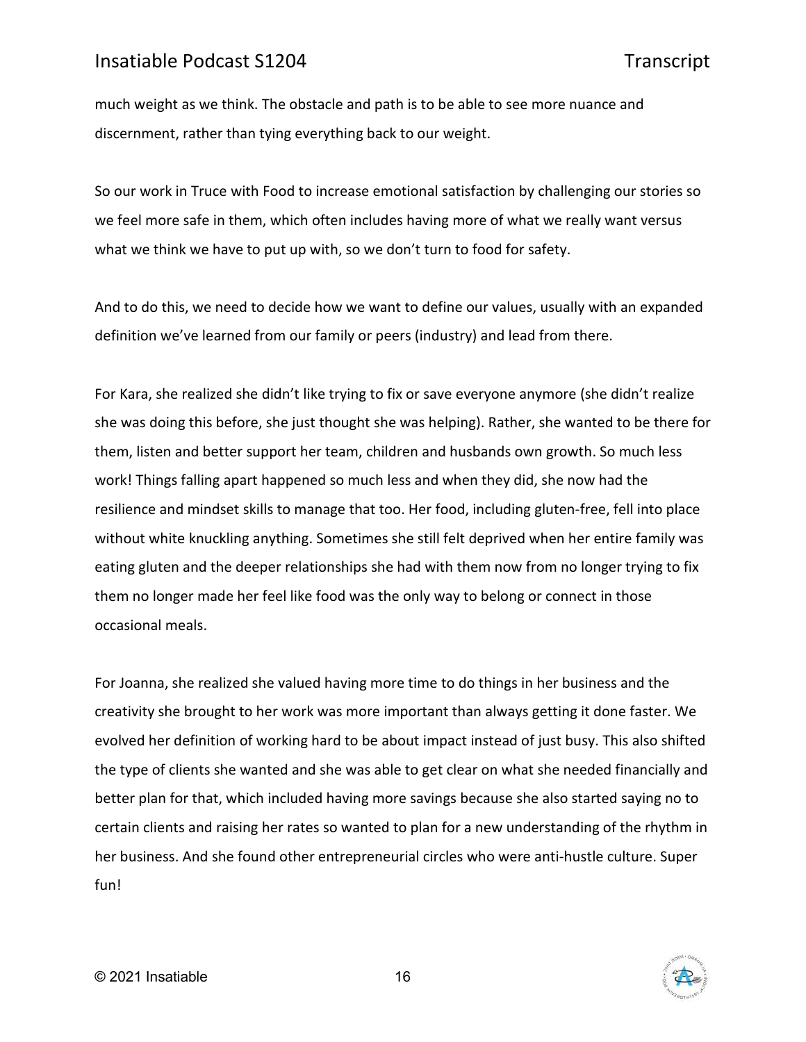much weight as we think. The obstacle and path is to be able to see more nuance and discernment, rather than tying everything back to our weight.

So our work in Truce with Food to increase emotional satisfaction by challenging our stories so we feel more safe in them, which often includes having more of what we really want versus what we think we have to put up with, so we don't turn to food for safety.

And to do this, we need to decide how we want to define our values, usually with an expanded definition we've learned from our family or peers (industry) and lead from there.

For Kara, she realized she didn't like trying to fix or save everyone anymore (she didn't realize she was doing this before, she just thought she was helping). Rather, she wanted to be there for them, listen and better support her team, children and husbands own growth. So much less work! Things falling apart happened so much less and when they did, she now had the resilience and mindset skills to manage that too. Her food, including gluten-free, fell into place without white knuckling anything. Sometimes she still felt deprived when her entire family was eating gluten and the deeper relationships she had with them now from no longer trying to fix them no longer made her feel like food was the only way to belong or connect in those occasional meals.

For Joanna, she realized she valued having more time to do things in her business and the creativity she brought to her work was more important than always getting it done faster. We evolved her definition of working hard to be about impact instead of just busy. This also shifted the type of clients she wanted and she was able to get clear on what she needed financially and better plan for that, which included having more savings because she also started saying no to certain clients and raising her rates so wanted to plan for a new understanding of the rhythm in her business. And she found other entrepreneurial circles who were anti-hustle culture. Super fun!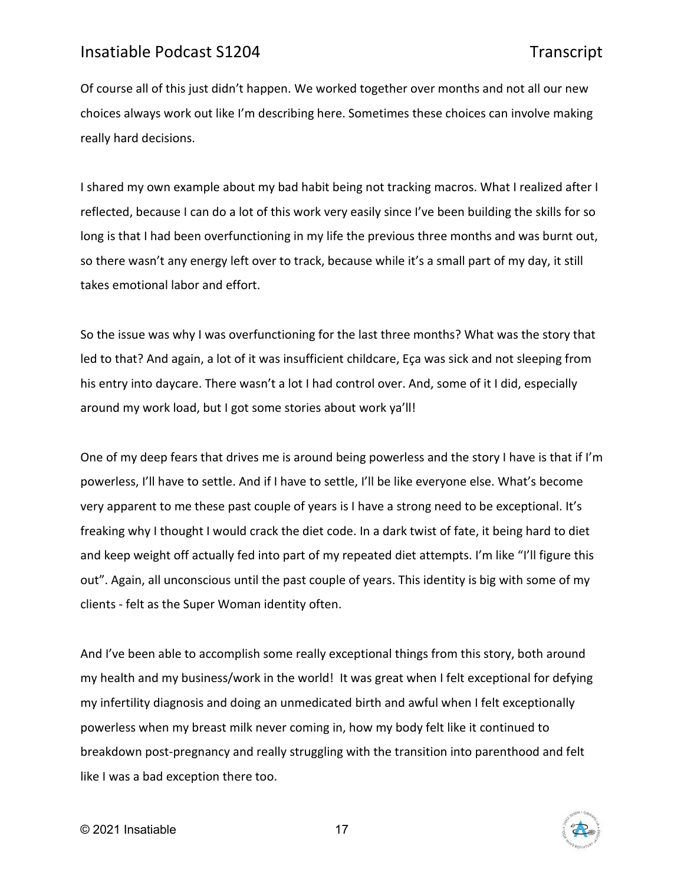Of course all of this just didn't happen. We worked together over months and not all our new choices always work out like I'm describing here. Sometimes these choices can involve making really hard decisions.

I shared my own example about my bad habit being not tracking macros. What I realized after I reflected, because I can do a lot of this work very easily since I've been building the skills for so long is that I had been overfunctioning in my life the previous three months and was burnt out, so there wasn't any energy left over to track, because while it's a small part of my day, it still takes emotional labor and effort.

So the issue was why I was overfunctioning for the last three months? What was the story that led to that? And again, a lot of it was insufficient childcare, Eça was sick and not sleeping from his entry into daycare. There wasn't a lot I had control over. And, some of it I did, especially around my work load, but I got some stories about work ya'll!

One of my deep fears that drives me is around being powerless and the story I have is that if I'm powerless, I'll have to settle. And if I have to settle, I'll be like everyone else. What's become very apparent to me these past couple of years is I have a strong need to be exceptional. It's freaking why I thought I would crack the diet code. In a dark twist of fate, it being hard to diet and keep weight off actually fed into part of my repeated diet attempts. I'm like "I'll figure this out". Again, all unconscious until the past couple of years. This identity is big with some of my clients - felt as the Super Woman identity often.

And I've been able to accomplish some really exceptional things from this story, both around my health and my business/work in the world! It was great when I felt exceptional for defying my infertility diagnosis and doing an unmedicated birth and awful when I felt exceptionally powerless when my breast milk never coming in, how my body felt like it continued to breakdown post-pregnancy and really struggling with the transition into parenthood and felt like I was a bad exception there too.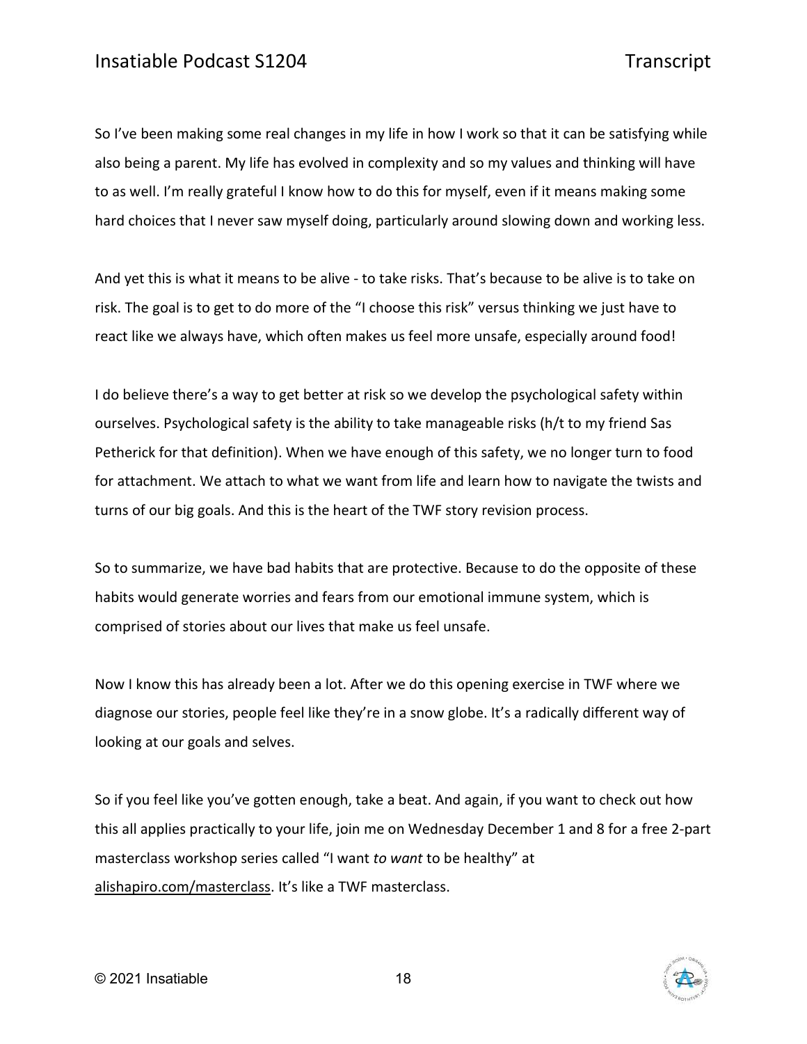So I've been making some real changes in my life in how I work so that it can be satisfying while also being a parent. My life has evolved in complexity and so my values and thinking will have to as well. I'm really grateful I know how to do this for myself, even if it means making some hard choices that I never saw myself doing, particularly around slowing down and working less.

And yet this is what it means to be alive - to take risks. That's because to be alive is to take on risk. The goal is to get to do more of the "I choose this risk" versus thinking we just have to react like we always have, which often makes us feel more unsafe, especially around food!

I do believe there's a way to get better at risk so we develop the psychological safety within ourselves. Psychological safety is the ability to take manageable risks (h/t to my friend Sas Petherick for that definition). When we have enough of this safety, we no longer turn to food for attachment. We attach to what we want from life and learn how to navigate the twists and turns of our big goals. And this is the heart of the TWF story revision process.

So to summarize, we have bad habits that are protective. Because to do the opposite of these habits would generate worries and fears from our emotional immune system, which is comprised of stories about our lives that make us feel unsafe.

Now I know this has already been a lot. After we do this opening exercise in TWF where we diagnose our stories, people feel like they're in a snow globe. It's a radically different way of looking at our goals and selves.

So if you feel like you've gotten enough, take a beat. And again, if you want to check out how this all applies practically to your life, join me on Wednesday December 1 and 8 for a free 2-part masterclass workshop series called "I want *to want* to be healthy" at alishapiro.com/masterclass. It's like a TWF masterclass.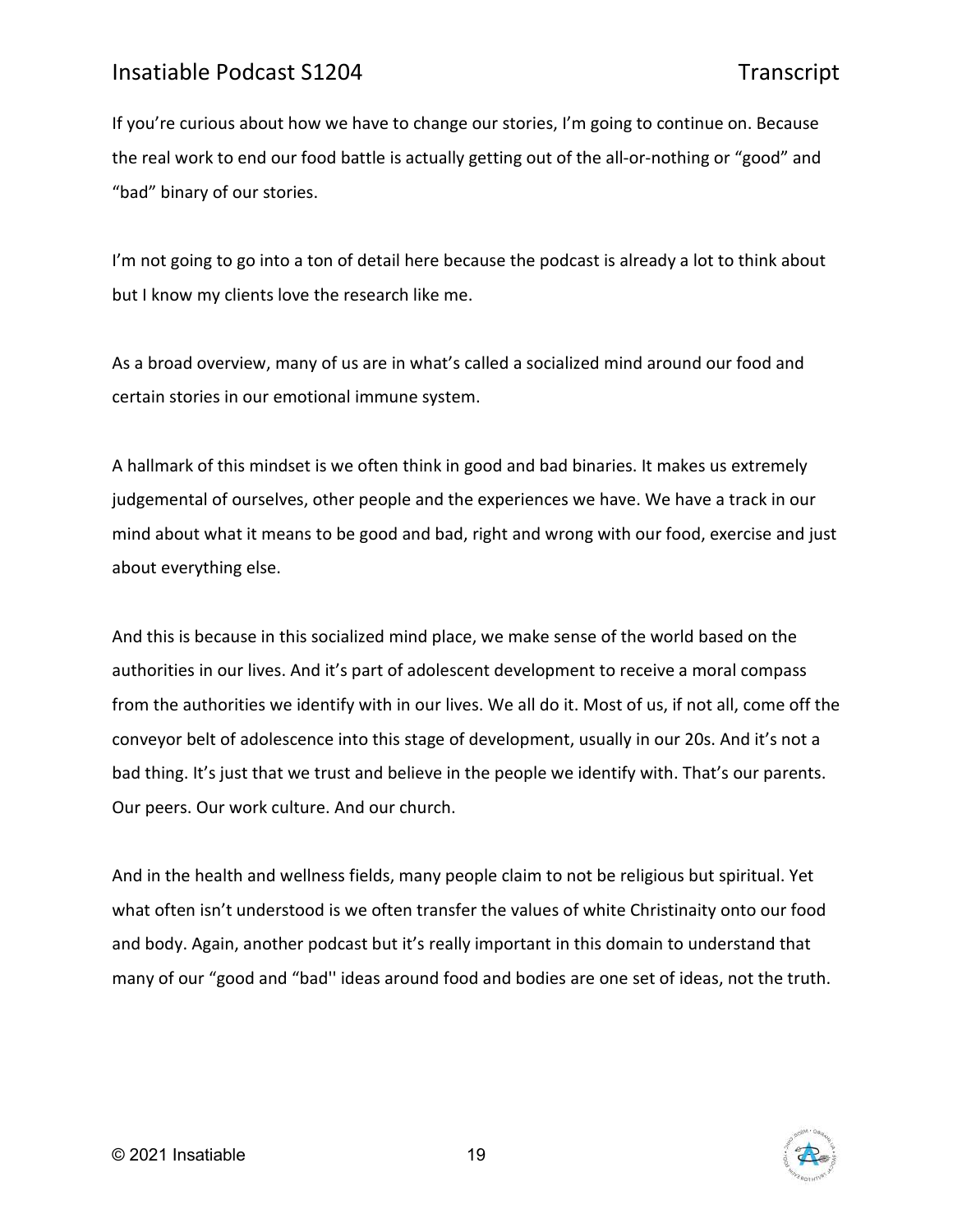If you're curious about how we have to change our stories, I'm going to continue on. Because the real work to end our food battle is actually getting out of the all-or-nothing or "good" and "bad" binary of our stories.

I'm not going to go into a ton of detail here because the podcast is already a lot to think about but I know my clients love the research like me.

As a broad overview, many of us are in what's called a socialized mind around our food and certain stories in our emotional immune system.

A hallmark of this mindset is we often think in good and bad binaries. It makes us extremely judgemental of ourselves, other people and the experiences we have. We have a track in our mind about what it means to be good and bad, right and wrong with our food, exercise and just about everything else.

And this is because in this socialized mind place, we make sense of the world based on the authorities in our lives. And it's part of adolescent development to receive a moral compass from the authorities we identify with in our lives. We all do it. Most of us, if not all, come off the conveyor belt of adolescence into this stage of development, usually in our 20s. And it's not a bad thing. It's just that we trust and believe in the people we identify with. That's our parents. Our peers. Our work culture. And our church.

And in the health and wellness fields, many people claim to not be religious but spiritual. Yet what often isn't understood is we often transfer the values of white Christinaity onto our food and body. Again, another podcast but it's really important in this domain to understand that many of our "good and "bad'' ideas around food and bodies are one set of ideas, not the truth.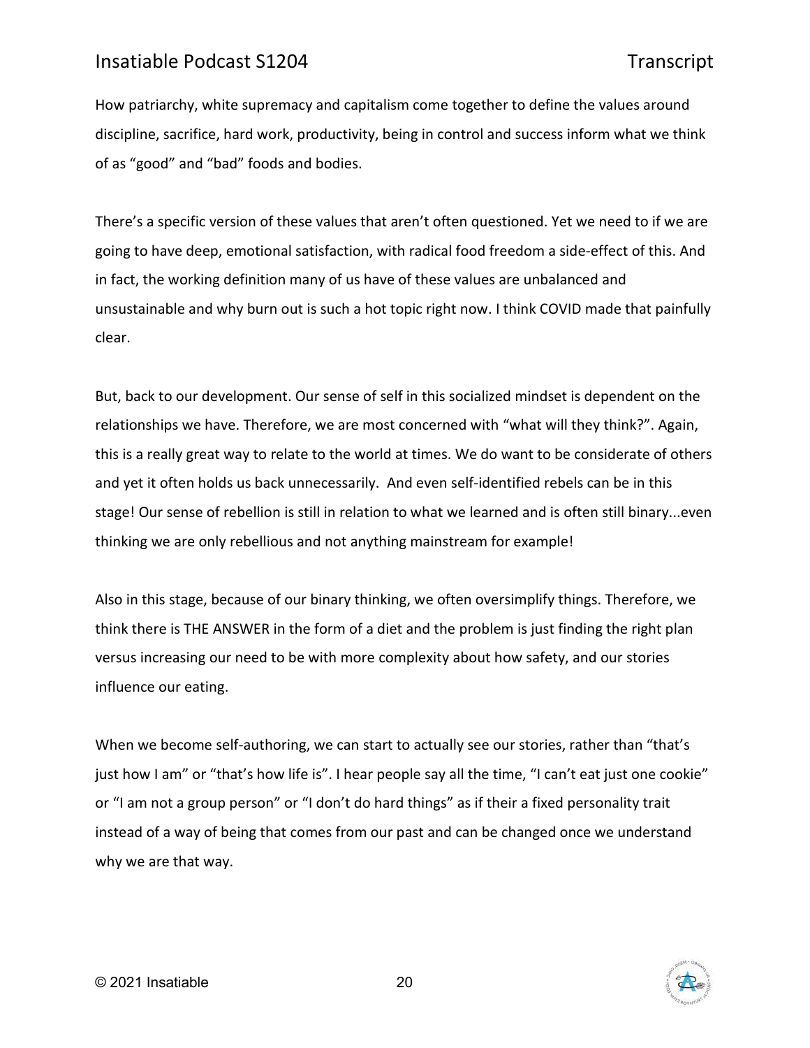How patriarchy, white supremacy and capitalism come together to define the values around discipline, sacrifice, hard work, productivity, being in control and success inform what we think of as "good" and "bad" foods and bodies.

There's a specific version of these values that aren't often questioned. Yet we need to if we are going to have deep, emotional satisfaction, with radical food freedom a side-effect of this. And in fact, the working definition many of us have of these values are unbalanced and unsustainable and why burn out is such a hot topic right now. I think COVID made that painfully clear.

But, back to our development. Our sense of self in this socialized mindset is dependent on the relationships we have. Therefore, we are most concerned with "what will they think?". Again, this is a really great way to relate to the world at times. We do want to be considerate of others and yet it often holds us back unnecessarily.  And even self-identified rebels can be in this stage! Our sense of rebellion is still in relation to what we learned and is often still binary...even thinking we are only rebellious and not anything mainstream for example!

Also in this stage, because of our binary thinking, we often oversimplify things. Therefore, we think there is THE ANSWER in the form of a diet and the problem is just finding the right plan versus increasing our need to be with more complexity about how safety, and our stories influence our eating.

When we become self-authoring, we can start to actually see our stories, rather than "that's just how I am" or "that's how life is". I hear people say all the time, "I can't eat just one cookie" or "I am not a group person" or "I don't do hard things" as if their a fixed personality trait instead of a way of being that comes from our past and can be changed once we understand why we are that way.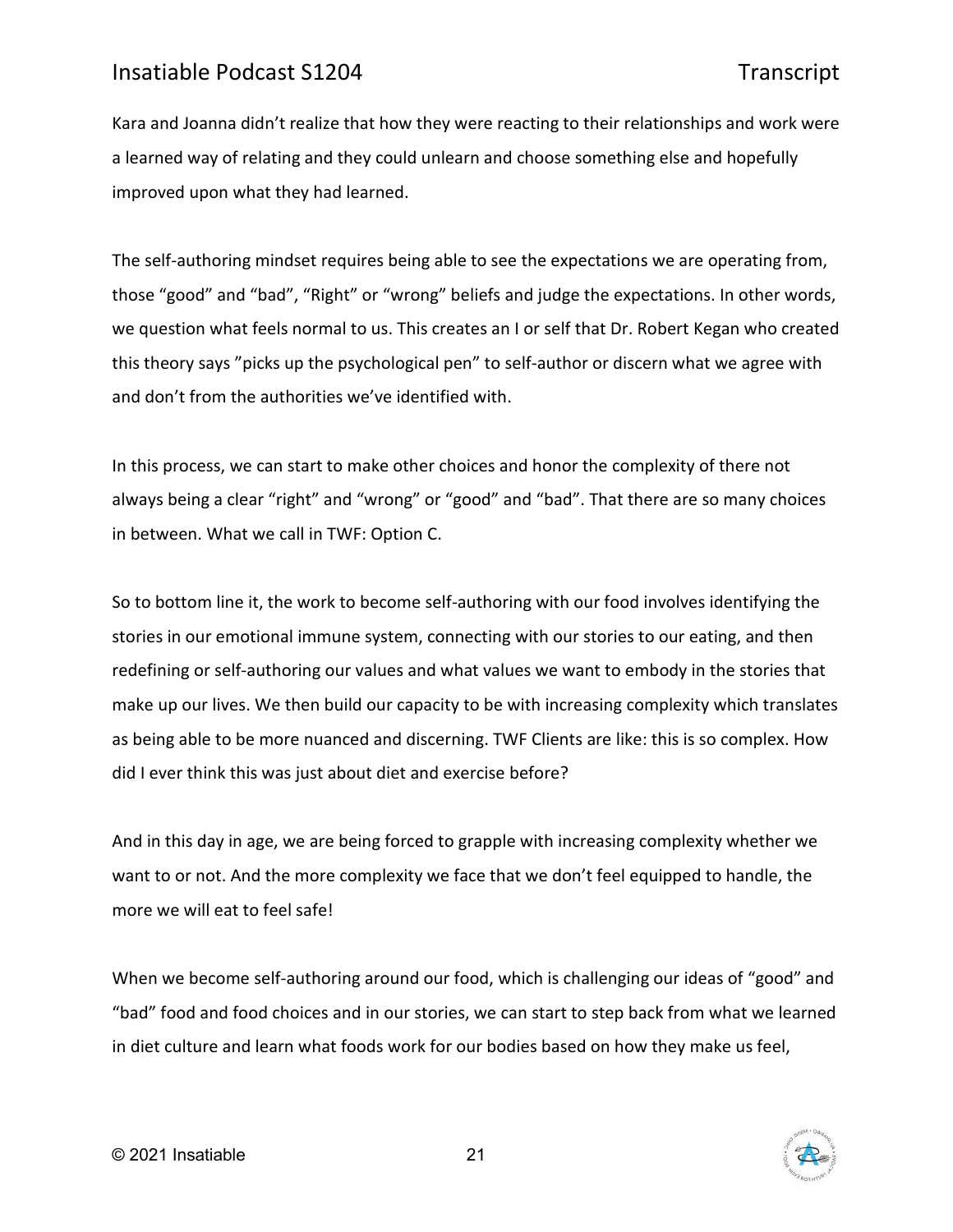Kara and Joanna didn't realize that how they were reacting to their relationships and work were a learned way of relating and they could unlearn and choose something else and hopefully improved upon what they had learned.

The self-authoring mindset requires being able to see the expectations we are operating from, those "good" and "bad", "Right" or "wrong" beliefs and judge the expectations. In other words, we question what feels normal to us. This creates an I or self that Dr. Robert Kegan who created this theory says "picks up the psychological pen" to self-author or discern what we agree with and don't from the authorities we've identified with.

In this process, we can start to make other choices and honor the complexity of there not always being a clear "right" and "wrong" or "good" and "bad". That there are so many choices in between. What we call in TWF: Option C.

So to bottom line it, the work to become self-authoring with our food involves identifying the stories in our emotional immune system, connecting with our stories to our eating, and then redefining or self-authoring our values and what values we want to embody in the stories that make up our lives. We then build our capacity to be with increasing complexity which translates as being able to be more nuanced and discerning. TWF Clients are like: this is so complex. How did I ever think this was just about diet and exercise before?

And in this day in age, we are being forced to grapple with increasing complexity whether we want to or not. And the more complexity we face that we don't feel equipped to handle, the more we will eat to feel safe!

When we become self-authoring around our food, which is challenging our ideas of "good" and "bad" food and food choices and in our stories, we can start to step back from what we learned in diet culture and learn what foods work for our bodies based on how they make us feel,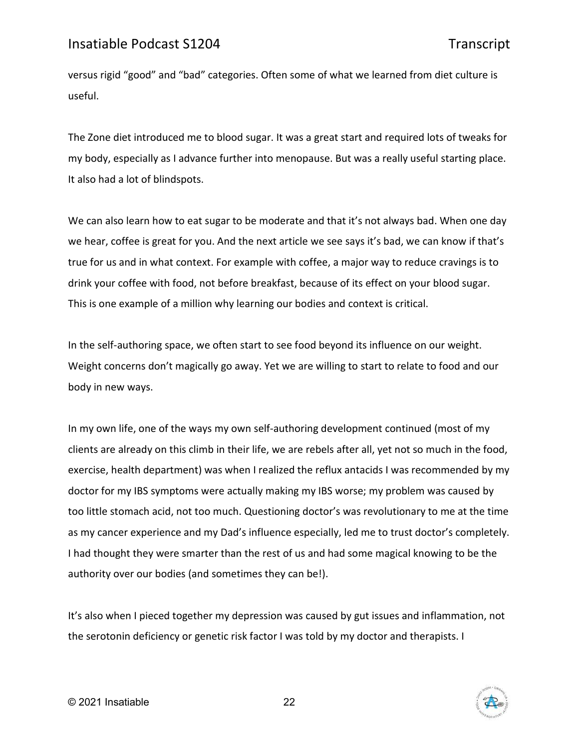versus rigid “good” and “bad” categories. Often some of what we learned from diet culture is useful.

The Zone diet introduced me to blood sugar. It was a great start and required lots of tweaks for my body, especially as I advance further into menopause. But was a really useful starting place. It also had a lot of blindspots.

We can also learn how to eat sugar to be moderate and that it’s not always bad. When one day we hear, coffee is great for you. And the next article we see says it’s bad, we can know if that’s true for us and in what context. For example with coffee, a major way to reduce cravings is to drink your coffee with food, not before breakfast, because of its effect on your blood sugar. This is one example of a million why learning our bodies and context is critical.

In the self-authoring space, we often start to see food beyond its influence on our weight. Weight concerns don’t magically go away. Yet we are willing to start to relate to food and our body in new ways.

In my own life, one of the ways my own self-authoring development continued (most of my clients are already on this climb in their life, we are rebels after all, yet not so much in the food, exercise, health department) was when I realized the reflux antacids I was recommended by my doctor for my IBS symptoms were actually making my IBS worse; my problem was caused by too little stomach acid, not too much. Questioning doctor’s was revolutionary to me at the time as my cancer experience and my Dad’s influence especially, led me to trust doctor’s completely. I had thought they were smarter than the rest of us and had some magical knowing to be the authority over our bodies (and sometimes they can be!).

It’s also when I pieced together my depression was caused by gut issues and inflammation, not the serotonin deficiency or genetic risk factor I was told by my doctor and therapists. I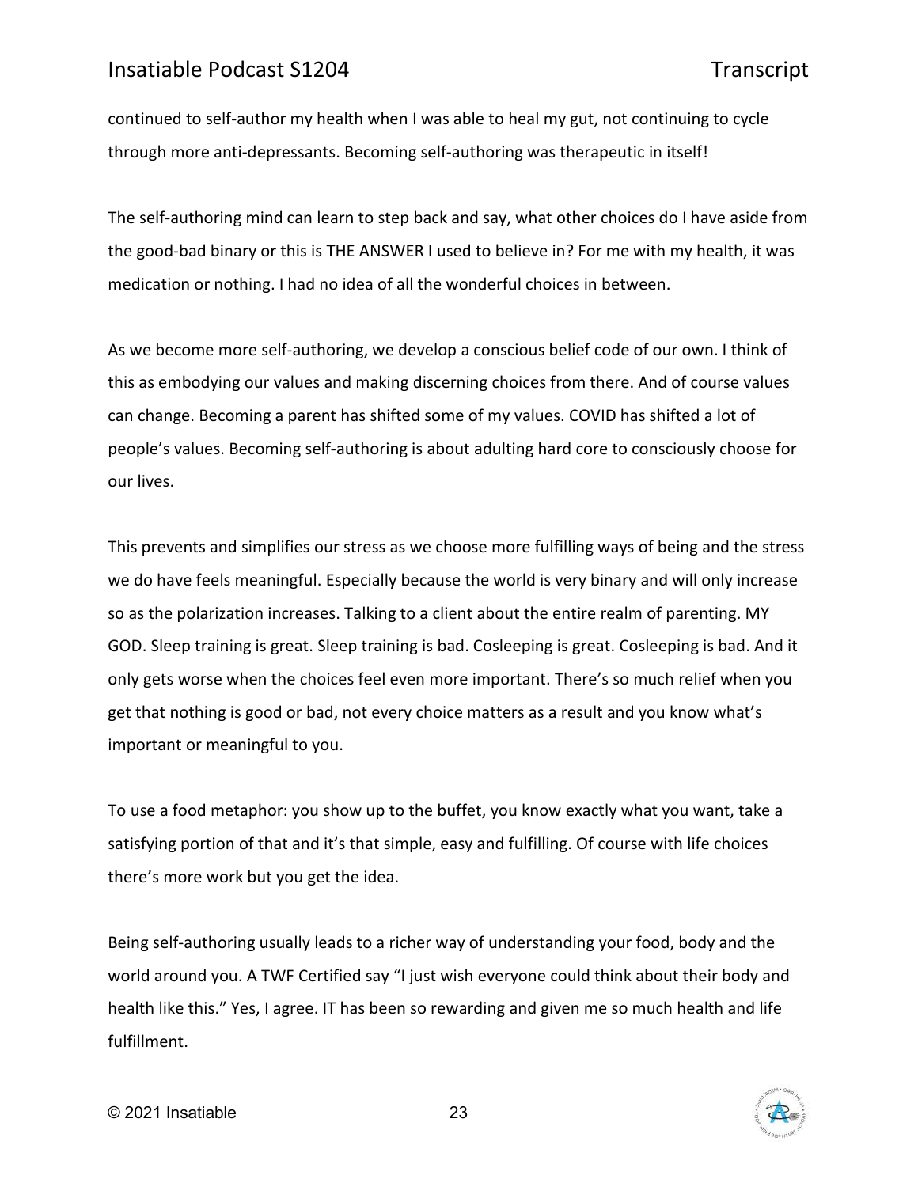continued to self-author my health when I was able to heal my gut, not continuing to cycle through more anti-depressants. Becoming self-authoring was therapeutic in itself!

The self-authoring mind can learn to step back and say, what other choices do I have aside from the good-bad binary or this is THE ANSWER I used to believe in? For me with my health, it was medication or nothing. I had no idea of all the wonderful choices in between.

As we become more self-authoring, we develop a conscious belief code of our own. I think of this as embodying our values and making discerning choices from there. And of course values can change. Becoming a parent has shifted some of my values. COVID has shifted a lot of people's values. Becoming self-authoring is about adulting hard core to consciously choose for our lives.

This prevents and simplifies our stress as we choose more fulfilling ways of being and the stress we do have feels meaningful. Especially because the world is very binary and will only increase so as the polarization increases. Talking to a client about the entire realm of parenting. MY GOD. Sleep training is great. Sleep training is bad. Cosleeping is great. Cosleeping is bad. And it only gets worse when the choices feel even more important. There's so much relief when you get that nothing is good or bad, not every choice matters as a result and you know what's important or meaningful to you.

To use a food metaphor: you show up to the buffet, you know exactly what you want, take a satisfying portion of that and it's that simple, easy and fulfilling. Of course with life choices there's more work but you get the idea.

Being self-authoring usually leads to a richer way of understanding your food, body and the world around you. A TWF Certified say "I just wish everyone could think about their body and health like this." Yes, I agree. IT has been so rewarding and given me so much health and life fulfillment.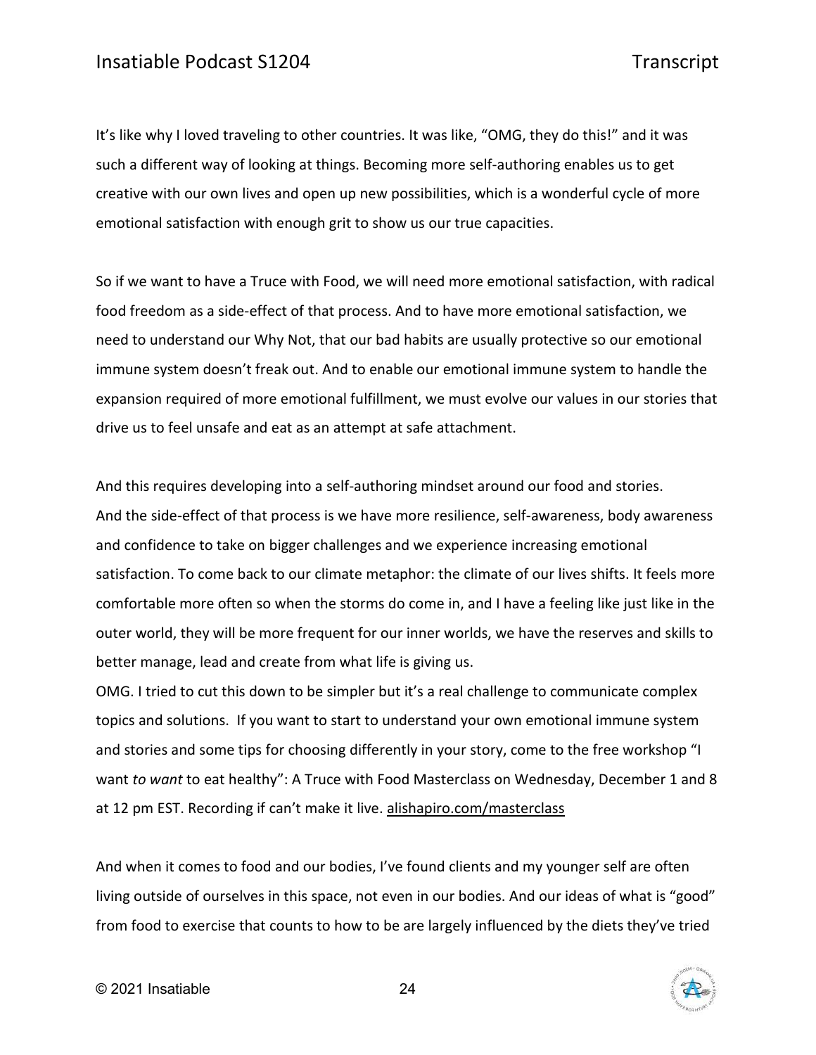It's like why I loved traveling to other countries. It was like, "OMG, they do this!" and it was such a different way of looking at things. Becoming more self-authoring enables us to get creative with our own lives and open up new possibilities, which is a wonderful cycle of more emotional satisfaction with enough grit to show us our true capacities.

So if we want to have a Truce with Food, we will need more emotional satisfaction, with radical food freedom as a side-effect of that process. And to have more emotional satisfaction, we need to understand our Why Not, that our bad habits are usually protective so our emotional immune system doesn't freak out. And to enable our emotional immune system to handle the expansion required of more emotional fulfillment, we must evolve our values in our stories that drive us to feel unsafe and eat as an attempt at safe attachment.

And this requires developing into a self-authoring mindset around our food and stories.
And the side-effect of that process is we have more resilience, self-awareness, body awareness and confidence to take on bigger challenges and we experience increasing emotional satisfaction. To come back to our climate metaphor: the climate of our lives shifts. It feels more comfortable more often so when the storms do come in, and I have a feeling like just like in the outer world, they will be more frequent for our inner worlds, we have the reserves and skills to better manage, lead and create from what life is giving us.
OMG. I tried to cut this down to be simpler but it's a real challenge to communicate complex topics and solutions. If you want to start to understand your own emotional immune system and stories and some tips for choosing differently in your story, come to the free workshop "I want *to want* to eat healthy": A Truce with Food Masterclass on Wednesday, December 1 and 8 at 12 pm EST. Recording if can't make it live. alishapiro.com/masterclass

And when it comes to food and our bodies, I've found clients and my younger self are often living outside of ourselves in this space, not even in our bodies. And our ideas of what is "good" from food to exercise that counts to how to be are largely influenced by the diets they've tried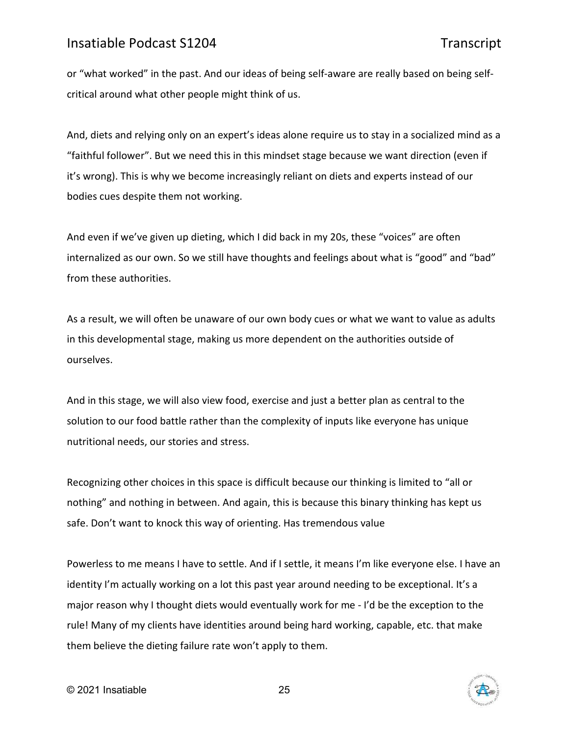or "what worked" in the past. And our ideas of being self-aware are really based on being self-critical around what other people might think of us.

And, diets and relying only on an expert's ideas alone require us to stay in a socialized mind as a "faithful follower". But we need this in this mindset stage because we want direction (even if it's wrong). This is why we become increasingly reliant on diets and experts instead of our bodies cues despite them not working.

And even if we've given up dieting, which I did back in my 20s, these "voices" are often internalized as our own. So we still have thoughts and feelings about what is "good" and "bad" from these authorities.

As a result, we will often be unaware of our own body cues or what we want to value as adults in this developmental stage, making us more dependent on the authorities outside of ourselves.

And in this stage, we will also view food, exercise and just a better plan as central to the solution to our food battle rather than the complexity of inputs like everyone has unique nutritional needs, our stories and stress.

Recognizing other choices in this space is difficult because our thinking is limited to "all or nothing" and nothing in between. And again, this is because this binary thinking has kept us safe. Don't want to knock this way of orienting. Has tremendous value

Powerless to me means I have to settle. And if I settle, it means I'm like everyone else. I have an identity I'm actually working on a lot this past year around needing to be exceptional. It's a major reason why I thought diets would eventually work for me - I'd be the exception to the rule! Many of my clients have identities around being hard working, capable, etc. that make them believe the dieting failure rate won't apply to them.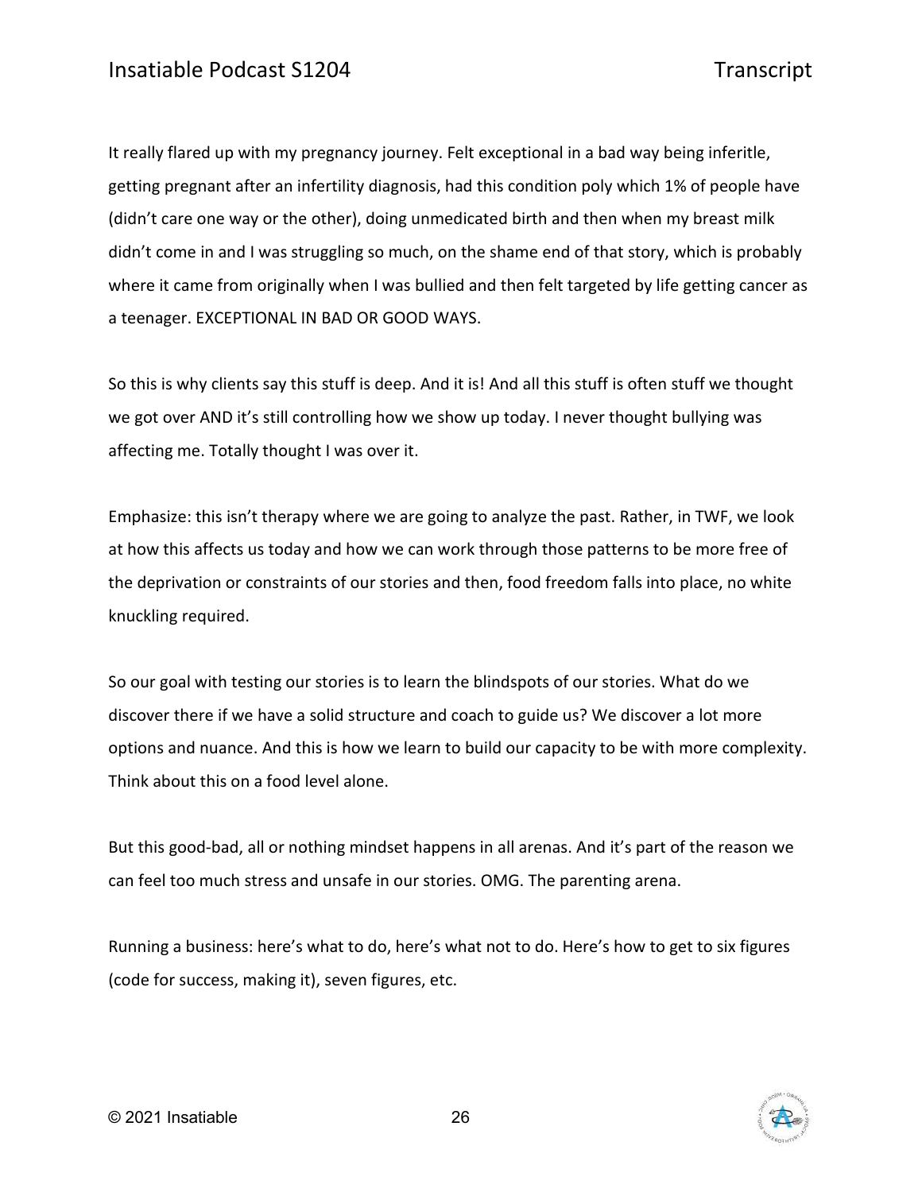It really flared up with my pregnancy journey. Felt exceptional in a bad way being inferitle, getting pregnant after an infertility diagnosis, had this condition poly which 1% of people have (didn't care one way or the other), doing unmedicated birth and then when my breast milk didn't come in and I was struggling so much, on the shame end of that story, which is probably where it came from originally when I was bullied and then felt targeted by life getting cancer as a teenager. EXCEPTIONAL IN BAD OR GOOD WAYS.

So this is why clients say this stuff is deep. And it is! And all this stuff is often stuff we thought we got over AND it's still controlling how we show up today. I never thought bullying was affecting me. Totally thought I was over it.

Emphasize: this isn't therapy where we are going to analyze the past. Rather, in TWF, we look at how this affects us today and how we can work through those patterns to be more free of the deprivation or constraints of our stories and then, food freedom falls into place, no white knuckling required.

So our goal with testing our stories is to learn the blindspots of our stories. What do we discover there if we have a solid structure and coach to guide us? We discover a lot more options and nuance. And this is how we learn to build our capacity to be with more complexity. Think about this on a food level alone.

But this good-bad, all or nothing mindset happens in all arenas. And it's part of the reason we can feel too much stress and unsafe in our stories. OMG. The parenting arena.

Running a business: here's what to do, here's what not to do. Here's how to get to six figures (code for success, making it), seven figures, etc.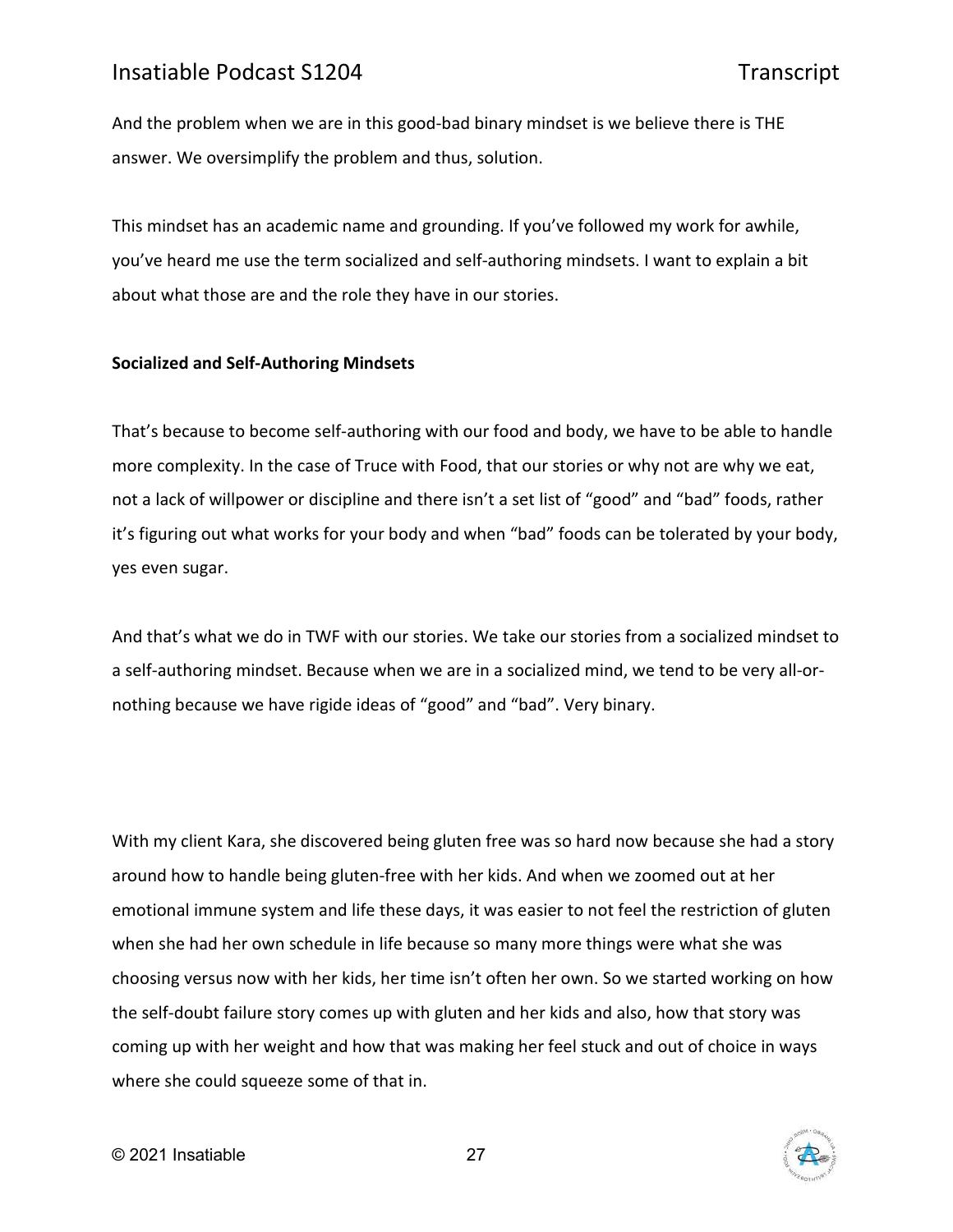And the problem when we are in this good-bad binary mindset is we believe there is THE answer. We oversimplify the problem and thus, solution.

This mindset has an academic name and grounding. If you've followed my work for awhile, you've heard me use the term socialized and self-authoring mindsets. I want to explain a bit about what those are and the role they have in our stories.

**Socialized and Self-Authoring Mindsets**

That's because to become self-authoring with our food and body, we have to be able to handle more complexity. In the case of Truce with Food, that our stories or why not are why we eat, not a lack of willpower or discipline and there isn't a set list of "good" and "bad" foods, rather it's figuring out what works for your body and when "bad" foods can be tolerated by your body, yes even sugar.

And that's what we do in TWF with our stories. We take our stories from a socialized mindset to a self-authoring mindset. Because when we are in a socialized mind, we tend to be very all-or-nothing because we have rigide ideas of "good" and "bad". Very binary.

With my client Kara, she discovered being gluten free was so hard now because she had a story around how to handle being gluten-free with her kids. And when we zoomed out at her emotional immune system and life these days, it was easier to not feel the restriction of gluten when she had her own schedule in life because so many more things were what she was choosing versus now with her kids, her time isn't often her own. So we started working on how the self-doubt failure story comes up with gluten and her kids and also, how that story was coming up with her weight and how that was making her feel stuck and out of choice in ways where she could squeeze some of that in.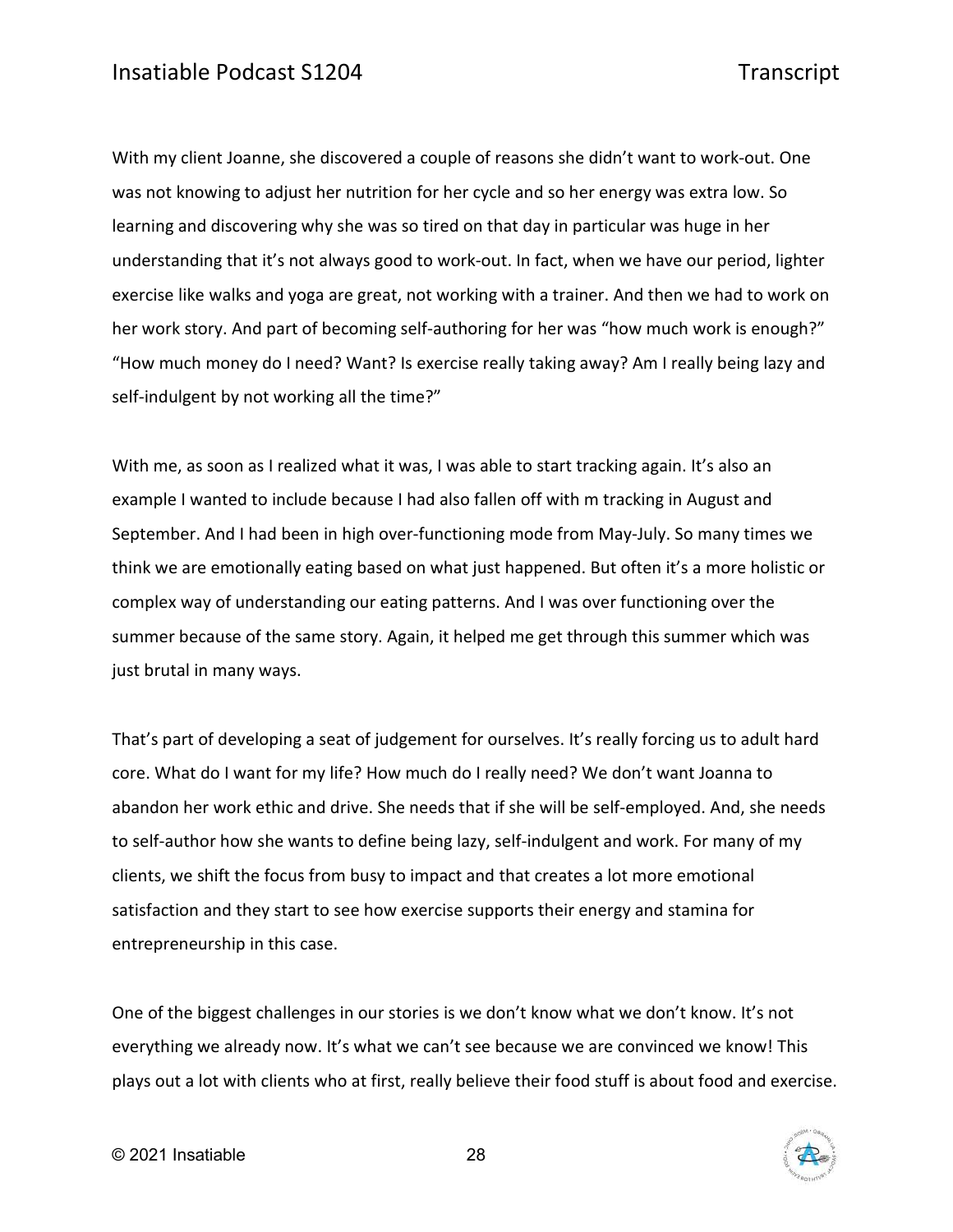With my client Joanne, she discovered a couple of reasons she didn't want to work-out. One was not knowing to adjust her nutrition for her cycle and so her energy was extra low. So learning and discovering why she was so tired on that day in particular was huge in her understanding that it's not always good to work-out. In fact, when we have our period, lighter exercise like walks and yoga are great, not working with a trainer. And then we had to work on her work story. And part of becoming self-authoring for her was "how much work is enough?" "How much money do I need? Want? Is exercise really taking away? Am I really being lazy and self-indulgent by not working all the time?"

With me, as soon as I realized what it was, I was able to start tracking again. It's also an example I wanted to include because I had also fallen off with m tracking in August and September. And I had been in high over-functioning mode from May-July. So many times we think we are emotionally eating based on what just happened. But often it's a more holistic or complex way of understanding our eating patterns. And I was over functioning over the summer because of the same story. Again, it helped me get through this summer which was just brutal in many ways.

That's part of developing a seat of judgement for ourselves. It's really forcing us to adult hard core. What do I want for my life? How much do I really need? We don't want Joanna to abandon her work ethic and drive. She needs that if she will be self-employed. And, she needs to self-author how she wants to define being lazy, self-indulgent and work. For many of my clients, we shift the focus from busy to impact and that creates a lot more emotional satisfaction and they start to see how exercise supports their energy and stamina for entrepreneurship in this case.

One of the biggest challenges in our stories is we don't know what we don't know. It's not everything we already now. It's what we can't see because we are convinced we know! This plays out a lot with clients who at first, really believe their food stuff is about food and exercise.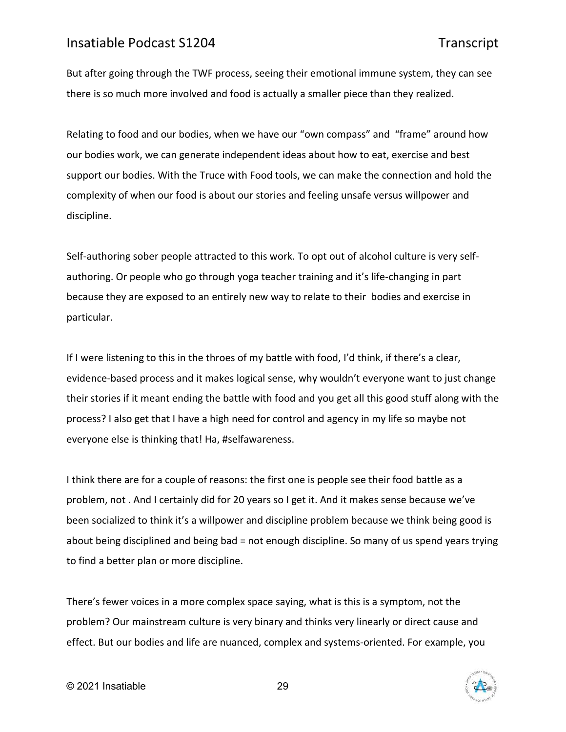But after going through the TWF process, seeing their emotional immune system, they can see there is so much more involved and food is actually a smaller piece than they realized.

Relating to food and our bodies, when we have our “own compass” and  “frame” around how our bodies work, we can generate independent ideas about how to eat, exercise and best support our bodies. With the Truce with Food tools, we can make the connection and hold the complexity of when our food is about our stories and feeling unsafe versus willpower and discipline.

Self-authoring sober people attracted to this work. To opt out of alcohol culture is very self-authoring. Or people who go through yoga teacher training and it’s life-changing in part because they are exposed to an entirely new way to relate to their  bodies and exercise in particular.

If I were listening to this in the throes of my battle with food, I’d think, if there’s a clear, evidence-based process and it makes logical sense, why wouldn’t everyone want to just change their stories if it meant ending the battle with food and you get all this good stuff along with the process? I also get that I have a high need for control and agency in my life so maybe not everyone else is thinking that! Ha, #selfawareness.

I think there are for a couple of reasons: the first one is people see their food battle as a problem, not . And I certainly did for 20 years so I get it. And it makes sense because we’ve been socialized to think it’s a willpower and discipline problem because we think being good is about being disciplined and being bad = not enough discipline. So many of us spend years trying to find a better plan or more discipline.

There’s fewer voices in a more complex space saying, what is this is a symptom, not the problem? Our mainstream culture is very binary and thinks very linearly or direct cause and effect. But our bodies and life are nuanced, complex and systems-oriented. For example, you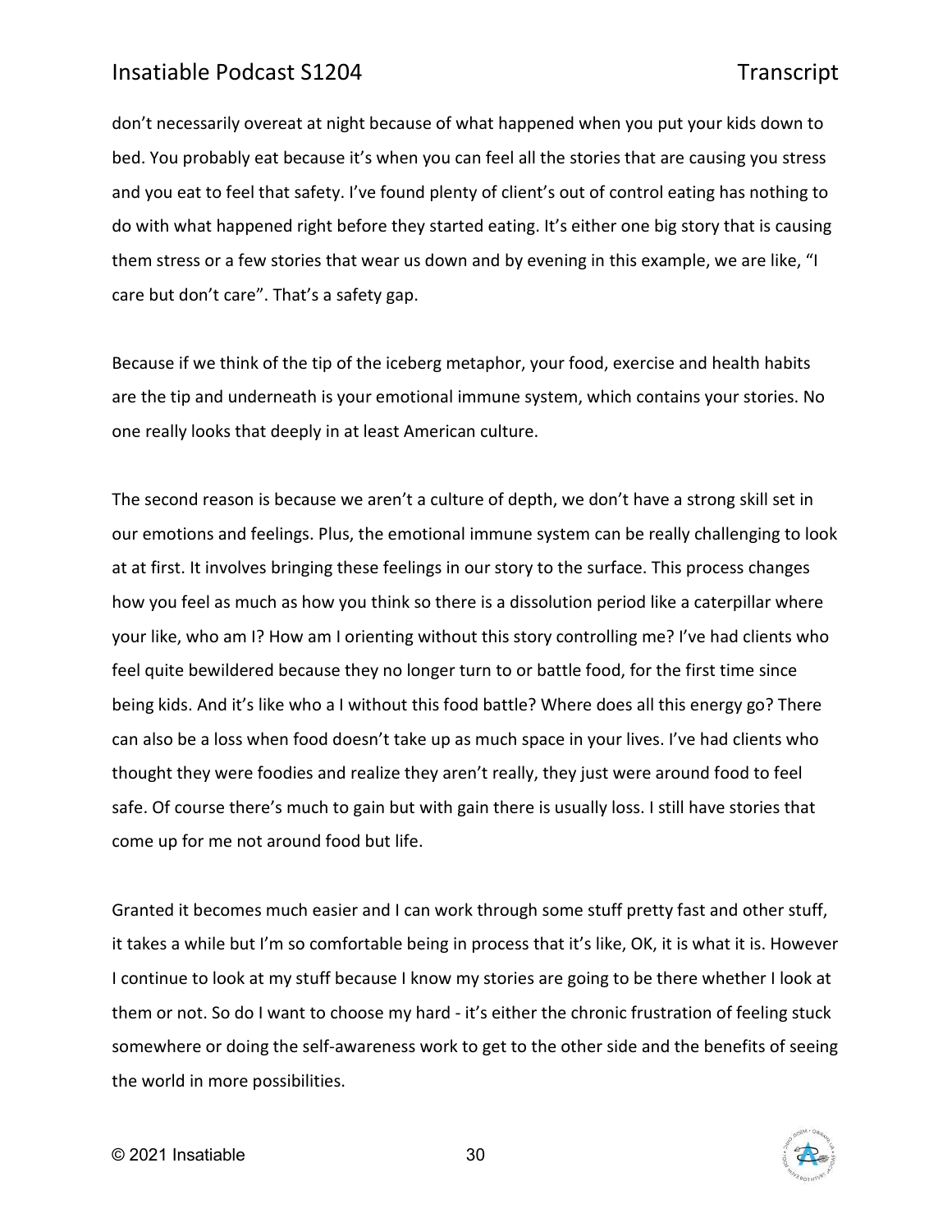don’t necessarily overeat at night because of what happened when you put your kids down to bed. You probably eat because it’s when you can feel all the stories that are causing you stress and you eat to feel that safety. I’ve found plenty of client’s out of control eating has nothing to do with what happened right before they started eating. It’s either one big story that is causing them stress or a few stories that wear us down and by evening in this example, we are like, “I care but don’t care”. That’s a safety gap.

Because if we think of the tip of the iceberg metaphor, your food, exercise and health habits are the tip and underneath is your emotional immune system, which contains your stories. No one really looks that deeply in at least American culture.

The second reason is because we aren’t a culture of depth, we don’t have a strong skill set in our emotions and feelings. Plus, the emotional immune system can be really challenging to look at at first. It involves bringing these feelings in our story to the surface. This process changes how you feel as much as how you think so there is a dissolution period like a caterpillar where your like, who am I? How am I orienting without this story controlling me? I’ve had clients who feel quite bewildered because they no longer turn to or battle food, for the first time since being kids. And it’s like who a I without this food battle? Where does all this energy go? There can also be a loss when food doesn’t take up as much space in your lives. I’ve had clients who thought they were foodies and realize they aren’t really, they just were around food to feel safe. Of course there’s much to gain but with gain there is usually loss. I still have stories that come up for me not around food but life.

Granted it becomes much easier and I can work through some stuff pretty fast and other stuff, it takes a while but I’m so comfortable being in process that it’s like, OK, it is what it is. However I continue to look at my stuff because I know my stories are going to be there whether I look at them or not. So do I want to choose my hard - it’s either the chronic frustration of feeling stuck somewhere or doing the self-awareness work to get to the other side and the benefits of seeing the world in more possibilities.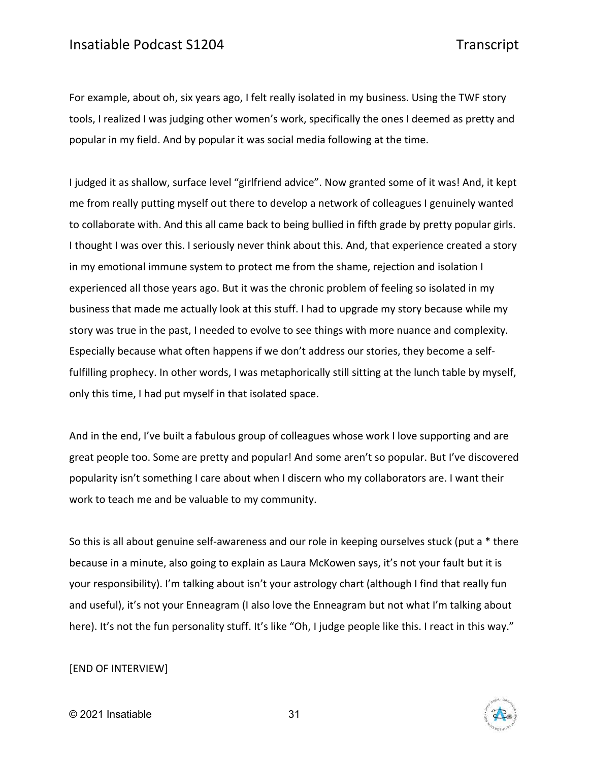For example, about oh, six years ago, I felt really isolated in my business. Using the TWF story tools, I realized I was judging other women's work, specifically the ones I deemed as pretty and popular in my field. And by popular it was social media following at the time.

I judged it as shallow, surface level "girlfriend advice". Now granted some of it was! And, it kept me from really putting myself out there to develop a network of colleagues I genuinely wanted to collaborate with. And this all came back to being bullied in fifth grade by pretty popular girls. I thought I was over this. I seriously never think about this. And, that experience created a story in my emotional immune system to protect me from the shame, rejection and isolation I experienced all those years ago. But it was the chronic problem of feeling so isolated in my business that made me actually look at this stuff. I had to upgrade my story because while my story was true in the past, I needed to evolve to see things with more nuance and complexity. Especially because what often happens if we don't address our stories, they become a self-fulfilling prophecy. In other words, I was metaphorically still sitting at the lunch table by myself, only this time, I had put myself in that isolated space.

And in the end, I've built a fabulous group of colleagues whose work I love supporting and are great people too. Some are pretty and popular! And some aren't so popular. But I've discovered popularity isn't something I care about when I discern who my collaborators are. I want their work to teach me and be valuable to my community.

So this is all about genuine self-awareness and our role in keeping ourselves stuck (put a * there because in a minute, also going to explain as Laura McKowen says, it's not your fault but it is your responsibility). I'm talking about isn't your astrology chart (although I find that really fun and useful), it's not your Enneagram (I also love the Enneagram but not what I'm talking about here). It's not the fun personality stuff. It's like "Oh, I judge people like this. I react in this way."

[END OF INTERVIEW]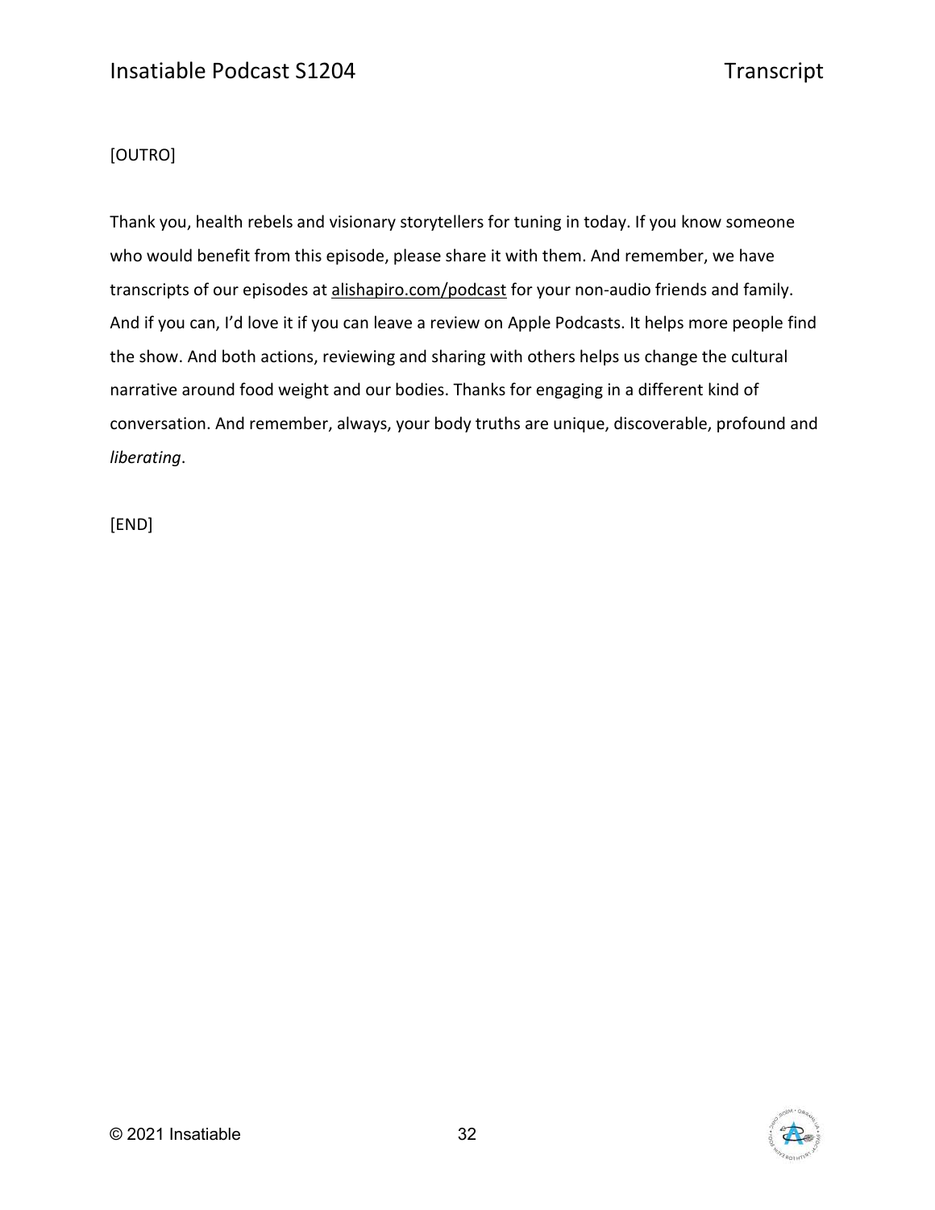[OUTRO]

Thank you, health rebels and visionary storytellers for tuning in today. If you know someone who would benefit from this episode, please share it with them. And remember, we have transcripts of our episodes at alishapiro.com/podcast for your non-audio friends and family. And if you can, I'd love it if you can leave a review on Apple Podcasts. It helps more people find the show. And both actions, reviewing and sharing with others helps us change the cultural narrative around food weight and our bodies. Thanks for engaging in a different kind of conversation. And remember, always, your body truths are unique, discoverable, profound and *liberating*.

[END]